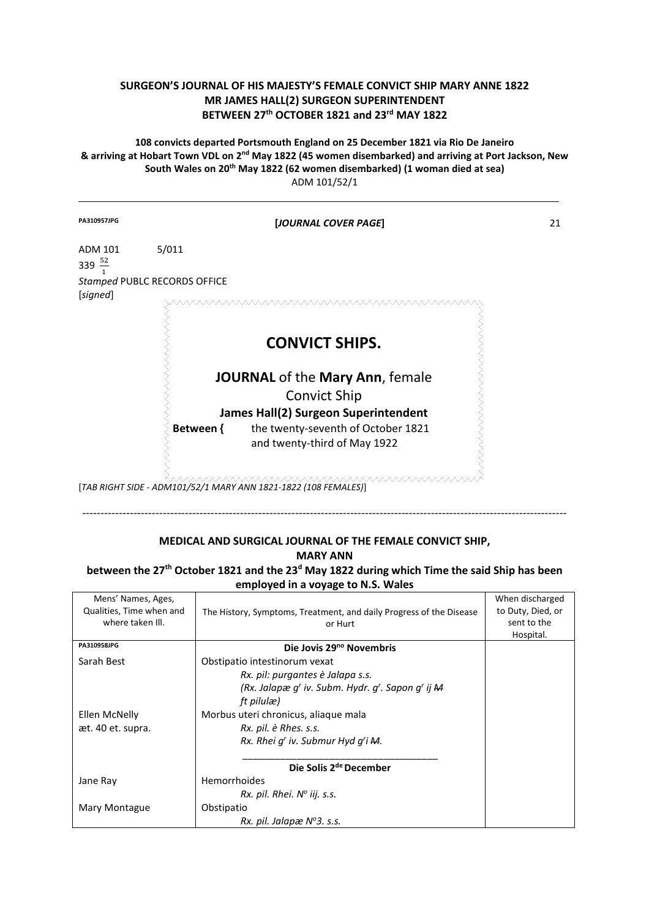**SURGEON'S JOURNAL OF HIS MAJESTY'S FEMALE CONVICT SHIP MARY ANNE 1822**
**MR JAMES HALL(2) SURGEON SUPERINTENDENT**
**BETWEEN 27th OCTOBER 1821 and 23rd MAY 1822**

**108 convicts departed Portsmouth England on 25 December 1821 via Rio De Janeiro & arriving at Hobart Town VDL on 2nd May 1822 (45 women disembarked) and arriving at Port Jackson, New South Wales on 20th May 1822 (62 women disembarked) (1 woman died at sea)**
ADM 101/52/1

---

PA310957JPG **[*JOURNAL COVER PAGE*]** 21

ADM 101 5/011
339 $\frac{52}{1}$
*Stamped* PUBLC RECORDS OFFICE
[*signed*]

## CONVICT SHIPS.

**JOURNAL** of the **Mary Ann**, female Convict Ship
**James Hall(2) Surgeon Superintendent**
**Between {** the twenty-seventh of October 1821 and twenty-third of May 1922

[*TAB RIGHT SIDE - ADM101/52/1 MARY ANN 1821-1822 (108 FEMALES)*]

---

### MEDICAL AND SURGICAL JOURNAL OF THE FEMALE CONVICT SHIP, MARY ANN
**between the 27th October 1821 and the 23d May 1822 during which Time the said Ship has been employed in a voyage to N.S. Wales**

| Mens' Names, Ages, Qualities, Time when and where taken Ill. | The History, Symptoms, Treatment, and daily Progress of the Disease or Hurt | When discharged to Duty, Died, or sent to the Hospital. |
|---|---|---|
| PA310958JPG | **Die Jovis 29no Novembris** | |
| Sarah Best | Obstipatio intestinorum vexat | |
| | *Rx. pil: purgantes è Jalapa s.s.* | |
| | *(Rx. Jalapæ gr iv. Subm. Hydr. gr. Sapon gr ij ~~M~~ ft pilulæ)* | |
| Ellen McNelly æt. 40 et. supra. | Morbus uteri chronicus, aliaque mala | |
| | *Rx. pil. è Rhes. s.s.* | |
| | *Rx. Rhei gr iv. Submur Hyd gri ~~M~~.* | |
| | **Die Solis 2de December** | |
| Jane Ray | Hemorrhoides | |
| | *Rx. pil. Rhei. No iij. s.s.* | |
| Mary Montague | Obstipatio | |
| | *Rx. pil. Jalapæ No3. s.s.* | |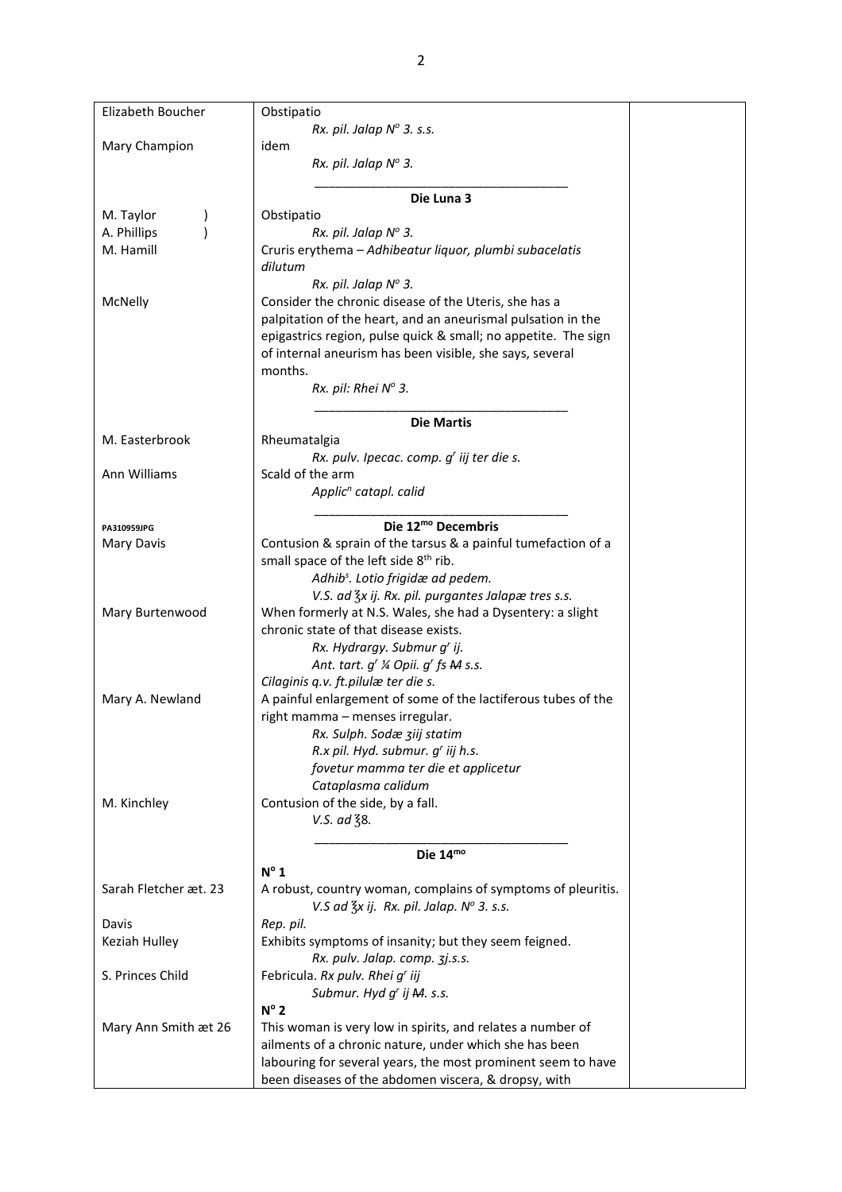| | | |
|---|---|---|
| Elizabeth Boucher | Obstipatio | |
| | *Rx. pil. Jalap N° 3. s.s.* | |
| Mary Champion | idem | |
| | *Rx. pil. Jalap N° 3.* | |
| | **Die Luna 3** | |
| M. Taylor ) | Obstipatio | |
| A. Phillips ) | *Rx. pil. Jalap N° 3.* | |
| M. Hamill | Cruris erythema – *Adhibeatur liquor, plumbi subacelatis dilutum* | |
| | *Rx. pil. Jalap N° 3.* | |
| McNelly | Consider the chronic disease of the Uteris, she has a palpitation of the heart, and an aneurismal pulsation in the epigastrics region, pulse quick & small; no appetite. The sign of internal aneurism has been visible, she says, several months. | |
| | *Rx. pil: Rhei N° 3.* | |
| | **Die Martis** | |
| M. Easterbrook | Rheumatalgia | |
| | *Rx. pulv. Ipecac. comp. g^r iij ter die s.* | |
| Ann Williams | Scald of the arm | |
| | *Applic^n catapl. calid* | |
| PA310959JPG | **Die 12^mo Decembris** | |
| Mary Davis | Contusion & sprain of the tarsus & a painful tumefaction of a small space of the left side 8th rib. | |
| | *Adhib^s. Lotio frigidæ ad pedem.* | |
| | *V.S. ad ℥x ij. Rx. pil. purgantes Jalapæ tres s.s.* | |
| Mary Burtenwood | When formerly at N.S. Wales, she had a Dysentery: a slight chronic state of that disease exists. | |
| | *Rx. Hydrargy. Submur g^r ij.* | |
| | *Ant. tart. g^r ¼ Opii. g^r fs ~~M~~ s.s.* | |
| | *Cilaginis q.v. ft.pilulæ ter die s.* | |
| Mary A. Newland | A painful enlargement of some of the lactiferous tubes of the right mamma – menses irregular. | |
| | *Rx. Sulph. Sodæ ʒiij statim* | |
| | *R.x pil. Hyd. submur. g^r iij h.s.* | |
| | *fovetur mamma ter die et applicetur Cataplasma calidum* | |
| M. Kinchley | Contusion of the side, by a fall. | |
| | *V.S. ad ℥8.* | |
| | **Die 14^mo** | |
| | **N° 1** | |
| Sarah Fletcher æt. 23 | A robust, country woman, complains of symptoms of pleuritis. | |
| | *V.S ad ℥x ij. Rx. pil. Jalap. N° 3. s.s.* | |
| Davis | *Rep. pil.* | |
| Keziah Hulley | Exhibits symptoms of insanity; but they seem feigned. | |
| | *Rx. pulv. Jalap. comp. ʒj.s.s.* | |
| S. Princes Child | Febricula. *Rx pulv. Rhei g^r iij* | |
| | *Submur. Hyd g^r ij ~~M~~. s.s.* | |
| | **N° 2** | |
| Mary Ann Smith æt 26 | This woman is very low in spirits, and relates a number of ailments of a chronic nature, under which she has been labouring for several years, the most prominent seem to have been diseases of the abdomen viscera, & dropsy, with | |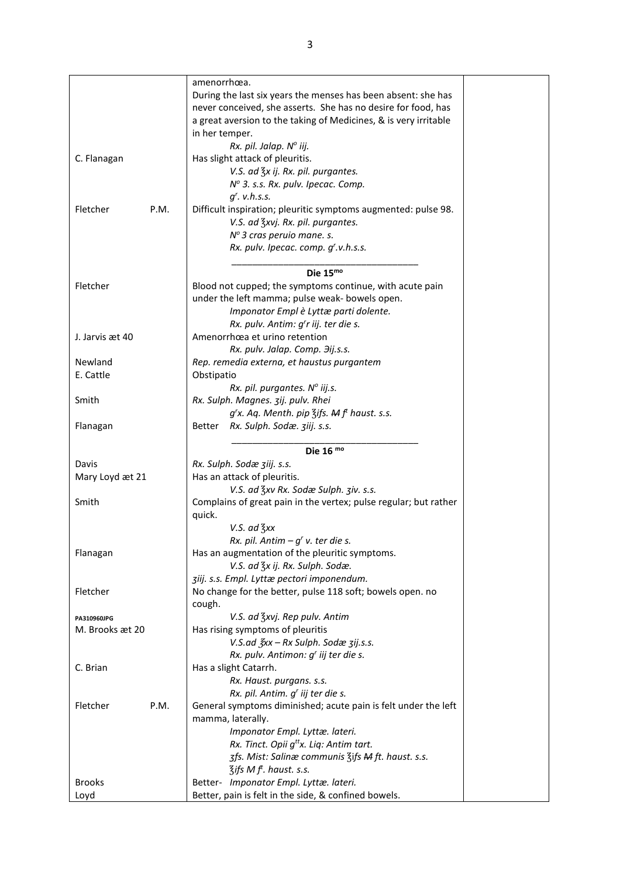| | | |
|---|---|---|
| | amenorrhœa. | |
| | During the last six years the menses has been absent: she has never conceived, she asserts. She has no desire for food, has a great aversion to the taking of Medicines, & is very irritable in her temper. | |
| | *Rx. pil. Jalap. N^o^ iij.* | |
| C. Flanagan | Has slight attack of pleuritis. | |
| | *V.S. ad ℥x ij. Rx. pil. purgantes.* | |
| | *N^o^ 3. s.s. Rx. pulv. Ipecac. Comp.* | |
| | *g^r^. v.h.s.s.* | |
| Fletcher P.M. | Difficult inspiration; pleuritic symptoms augmented: pulse 98. | |
| | *V.S. ad ℥xvj. Rx. pil. purgantes.* | |
| | *N^o^ 3 cras peruio mane. s.* | |
| | *Rx. pulv. Ipecac. comp. g^r^.v.h.s.s.* | |
| | **Die 15^mo^** | |
| Fletcher | Blood not cupped; the symptoms continue, with acute pain under the left mamma; pulse weak- bowels open. | |
| | *Imponator Empl è Lyttæ parti dolente.* | |
| | *Rx. pulv. Antim: g^r^r iij. ter die s.* | |
| J. Jarvis æt 40 | Amenorrhœa et urino retention | |
| | *Rx. pulv. Jalap. Comp. ℈ij.s.s.* | |
| Newland | *Rep. remedia externa, et haustus purgantem* | |
| E. Cattle | Obstipatio | |
| | *Rx. pil. purgantes. N^o^ iij.s.* | |
| Smith | *Rx. Sulph. Magnes. ʒij. pulv. Rhei* | |
| | *g^r^x. Aq. Menth. pip ℥ifs. ~~M~~ f^t^ haust. s.s.* | |
| Flanagan | Better *Rx. Sulph. Sodæ. ʒiij. s.s.* | |
| | **Die 16 ^mo^** | |
| Davis | *Rx. Sulph. Sodæ ʒiij. s.s.* | |
| Mary Loyd æt 21 | Has an attack of pleuritis. | |
| | *V.S. ad ℥xv Rx. Sodæ Sulph. ʒiv. s.s.* | |
| Smith | Complains of great pain in the vertex; pulse regular; but rather quick. | |
| | *V.S. ad ℥xx* | |
| | *Rx. pil. Antim – g^r^ v. ter die s.* | |
| Flanagan | Has an augmentation of the pleuritic symptoms. | |
| | *V.S. ad ℥x ij. Rx. Sulph. Sodæ.* | |
| | *ʒiij. s.s. Empl. Lyttæ pectori imponendum.* | |
| Fletcher | No change for the better, pulse 118 soft; bowels open. no cough. | |
| PA310960JPG | *V.S. ad ℥xvj. Rep pulv. Antim* | |
| M. Brooks æt 20 | Has rising symptoms of pleuritis | |
| | *V.S.ad ℥xx – Rx Sulph. Sodæ ʒij.s.s.* | |
| | *Rx. pulv. Antimon: g^r^ iij ter die s.* | |
| C. Brian | Has a slight Catarrh. | |
| | *Rx. Haust. purgans. s.s.* | |
| | *Rx. pil. Antim. g^r^ iij ter die s.* | |
| Fletcher P.M. | General symptoms diminished; acute pain is felt under the left mamma, laterally. | |
| | *Imponator Empl. Lyttæ. lateri.* | |
| | *Rx. Tinct. Opii g^tt^x. Liq: Antim tart.* | |
| | *ʒfs. Mist: Salinæ communis ℥ifs ~~M~~ ft. haust. s.s.* | |
| | *℥ifs M f^t^. haust. s.s.* | |
| Brooks | Better- *Imponator Empl. Lyttæ. lateri.* | |
| Loyd | Better, pain is felt in the side, & confined bowels. | |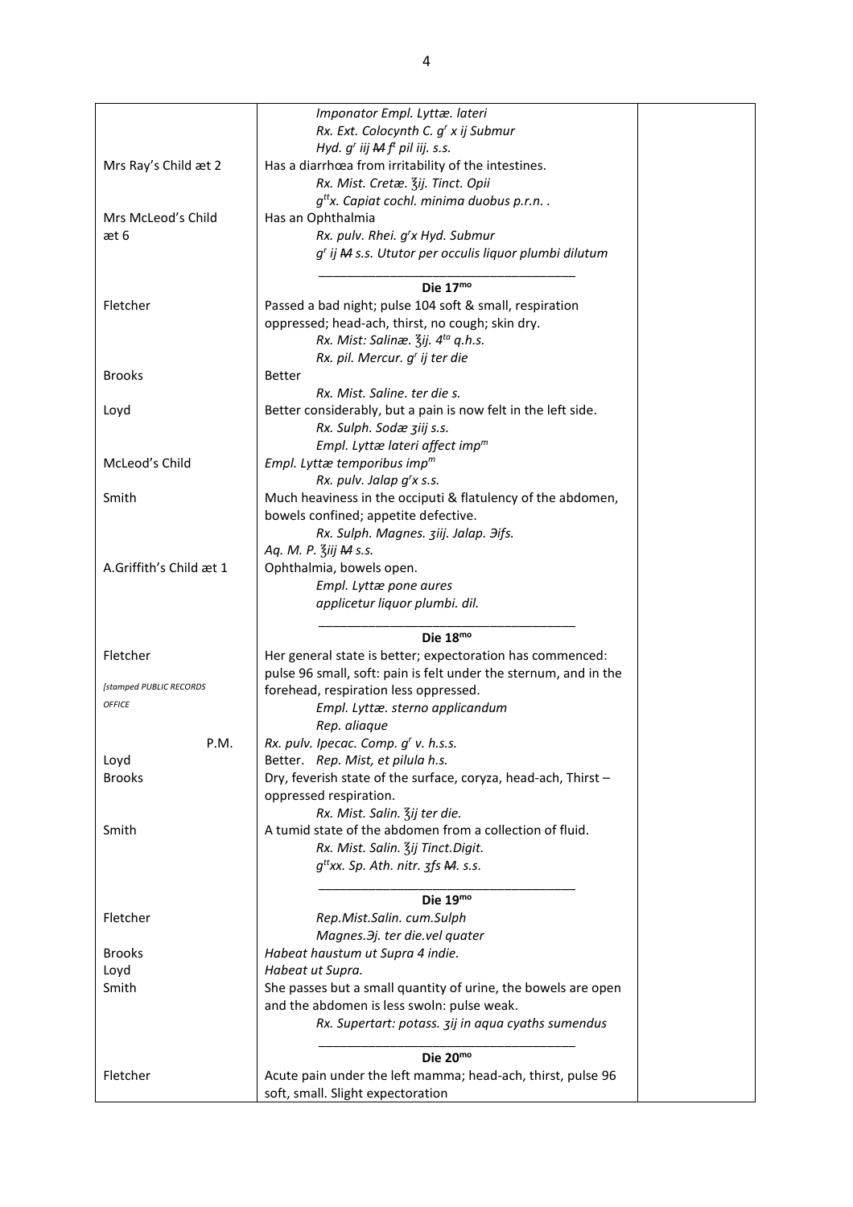| | | |
|---|---|---|
| | *Imponator Empl. Lyttæ. lateri* | |
| | *Rx. Ext. Colocynth C. g^r x ij Submur* | |
| | *Hyd. g^r iij ~~M~~ f^t pil iij. s.s.* | |
| Mrs Ray's Child æt 2 | Has a diarrhœa from irritability of the intestines. | |
| | *Rx. Mist. Cretæ. ℥ij. Tinct. Opii* | |
| | *g^tt x. Capiat cochl. minima duobus p.r.n. .* | |
| Mrs McLeod's Child æt 6 | Has an Ophthalmia | |
| | *Rx. pulv. Rhei. g^r x Hyd. Submur* | |
| | *g^r ij ~~M~~ s.s. Ututor per occulis liquor plumbi dilutum* | |
| | **Die 17^mo** | |
| Fletcher | Passed a bad night; pulse 104 soft & small, respiration oppressed; head-ach, thirst, no cough; skin dry. | |
| | *Rx. Mist: Salinæ. ℥ij. 4^ta q.h.s.* | |
| | *Rx. pil. Mercur. g^r ij ter die* | |
| Brooks | Better | |
| | *Rx. Mist. Saline. ter die s.* | |
| Loyd | Better considerably, but a pain is now felt in the left side. | |
| | *Rx. Sulph. Sodæ ʒiij s.s.* | |
| | *Empl. Lyttæ lateri affect imp^m* | |
| McLeod's Child | *Empl. Lyttæ temporibus imp^m* | |
| | *Rx. pulv. Jalap g^r x s.s.* | |
| Smith | Much heaviness in the occiputi & flatulency of the abdomen, bowels confined; appetite defective. | |
| | *Rx. Sulph. Magnes. ʒiij. Jalap. Ǝifs.* | |
| | *Aq. M. P. ℥iij ~~M~~ s.s.* | |
| A.Griffith's Child æt 1 | Ophthalmia, bowels open. | |
| | *Empl. Lyttæ pone aures* | |
| | *applicetur liquor plumbi. dil.* | |
| | **Die 18^mo** | |
| Fletcher | Her general state is better; expectoration has commenced: pulse 96 small, soft: pain is felt under the sternum, and in the forehead, respiration less oppressed. | |
| *[stamped PUBLIC RECORDS OFFICE* | *Empl. Lyttæ. sterno applicandum* | |
| | *Rep. aliaque* | |
| P.M. | *Rx. pulv. Ipecac. Comp. g^r v. h.s.s.* | |
| Loyd | Better. *Rep. Mist, et pilula h.s.* | |
| Brooks | Dry, feverish state of the surface, coryza, head-ach, Thirst – oppressed respiration. | |
| | *Rx. Mist. Salin. ℥ij ter die.* | |
| Smith | A tumid state of the abdomen from a collection of fluid. | |
| | *Rx. Mist. Salin. ℥ij Tinct.Digit.* | |
| | *g^tt xx. Sp. Ath. nitr. ʒfs ~~M~~. s.s.* | |
| | **Die 19^mo** | |
| Fletcher | *Rep.Mist.Salin. cum.Sulph* | |
| | *Magnes.Ǝj. ter die.vel quater* | |
| Brooks | *Habeat haustum ut Supra 4 indie.* | |
| Loyd | *Habeat ut Supra.* | |
| Smith | She passes but a small quantity of urine, the bowels are open and the abdomen is less swoln: pulse weak. | |
| | *Rx. Supertart: potass. ʒij in aqua cyaths sumendus* | |
| | **Die 20^mo** | |
| Fletcher | Acute pain under the left mamma; head-ach, thirst, pulse 96 soft, small. Slight expectoration | |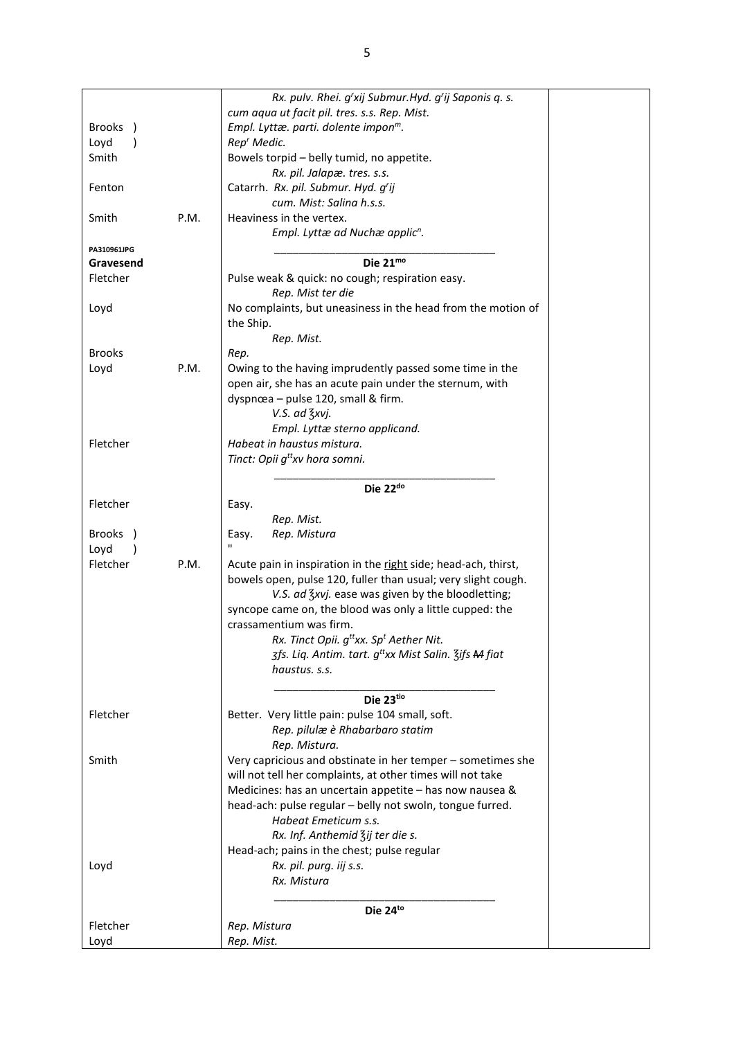| | | | |
|---|---|---|---|
| | | *Rx. pulv. Rhei. g$^{r}$xij Submur.Hyd. g$^{r}$ij Saponis q. s. cum aqua ut facit pil. tres. s.s. Rep. Mist.* | |
| Brooks ) | | *Empl. Lyttæ. parti. dolente impon$^{m}$.* | |
| Loyd ) | | *Rep$^{r}$ Medic.* | |
| Smith | | Bowels torpid – belly tumid, no appetite.<br>*Rx. pil. Jalapæ. tres. s.s.* | |
| Fenton | | Catarrh. *Rx. pil. Submur. Hyd. g$^{r}$ij cum. Mist: Salina h.s.s.* | |
| Smith | P.M. | Heaviness in the vertex.<br>*Empl. Lyttæ ad Nuchæ applic$^{n}$.* | |
| PA310961JPG | | | |
| **Gravesend** | | **Die 21$^{mo}$** | |
| Fletcher | | Pulse weak & quick: no cough; respiration easy.<br>*Rep. Mist ter die* | |
| Loyd | | No complaints, but uneasiness in the head from the motion of the Ship.<br>*Rep. Mist.* | |
| Brooks | | *Rep.* | |
| Loyd | P.M. | Owing to the having imprudently passed some time in the open air, she has an acute pain under the sternum, with dyspnœa – pulse 120, small & firm.<br>*V.S. ad ℥xvj.*<br>*Empl. Lyttæ sterno applicand.* | |
| Fletcher | | *Habeat in haustus mistura.*<br>*Tinct: Opii g$^{tt}$xv hora somni.* | |
| | | **Die 22$^{do}$** | |
| Fletcher | | Easy.<br>*Rep. Mist.* | |
| Brooks ) | | Easy. *Rep. Mistura* | |
| Loyd ) | | " | |
| Fletcher | P.M. | Acute pain in inspiration in the right side; head-ach, thirst, bowels open, pulse 120, fuller than usual; very slight cough.<br>*V.S. ad ℥xvj.* ease was given by the bloodletting; syncope came on, the blood was only a little cupped: the crassamentium was firm.<br>*Rx. Tinct Opii. g$^{tt}$xx. Sp$^{t}$ Aether Nit. ʒſs. Liq. Antim. tart. g$^{tt}$xx Mist Salin. ℥iſs ~~M~~ fiat haustus. s.s.* | |
| | | **Die 23$^{tio}$** | |
| Fletcher | | Better. Very little pain: pulse 104 small, soft.<br>*Rep. pilulæ è Rhabarbaro statim*<br>*Rep. Mistura.* | |
| Smith | | Very capricious and obstinate in her temper – sometimes she will not tell her complaints, at other times will not take Medicines: has an uncertain appetite – has now nausea & head-ach: pulse regular – belly not swoln, tongue furred.<br>*Habeat Emeticum s.s.*<br>*Rx. Inf. Anthemid ℥ij ter die s.*<br>Head-ach; pains in the chest; pulse regular | |
| Loyd | | *Rx. pil. purg. iij s.s.*<br>*Rx. Mistura* | |
| | | **Die 24$^{to}$** | |
| Fletcher | | *Rep. Mistura* | |
| Loyd | | *Rep. Mist.* | |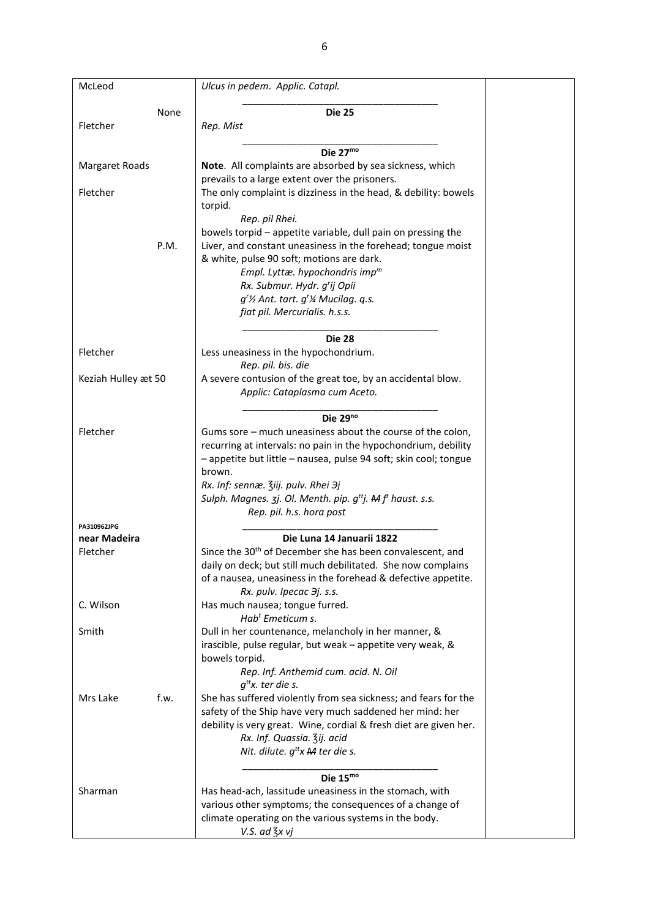| | | |
|---|---|---|
| McLeod | *Ulcus in pedem. Applic. Catapl.* | |
| None | **Die 25** | |
| Fletcher | *Rep. Mist* | |
| | **Die 27$^{mo}$** | |
| Margaret Roads | **Note**. All complaints are absorbed by sea sickness, which prevails to a large extent over the prisoners. | |
| Fletcher | The only complaint is dizziness in the head, & debility: bowels torpid.<br>*Rep. pil Rhei.* | |
| P.M. | bowels torpid – appetite variable, dull pain on pressing the Liver, and constant uneasiness in the forehead; tongue moist & white, pulse 90 soft; motions are dark.<br>*Empl. Lyttæ. hypochondris imp$^{m}$*<br>*Rx. Submur. Hydr. g$^{r}$ij Opii*<br>*g$^{r}$½ Ant. tart. g$^{r}$¼ Mucilag. q.s.*<br>*fiat pil. Mercurialis. h.s.s.* | |
| | **Die 28** | |
| Fletcher | Less uneasiness in the hypochondrium.<br>*Rep. pil. bis. die* | |
| Keziah Hulley æt 50 | A severe contusion of the great toe, by an accidental blow.<br>*Applic: Cataplasma cum Aceto.* | |
| | **Die 29$^{no}$** | |
| Fletcher | Gums sore – much uneasiness about the course of the colon, recurring at intervals: no pain in the hypochondrium, debility – appetite but little – nausea, pulse 94 soft; skin cool; tongue brown.<br>*Rx. Inf: sennæ. ℥iij. pulv. Rhei ℈j*<br>*Sulph. Magnes. ʒj. Ol. Menth. pip. g$^{tt}$j. ~~M~~ f$^{t}$ haust. s.s.*<br>*Rep. pil. h.s. hora post* | |
| PA310962JPG<br>**near Madeira** | **Die Luna 14 Januarii 1822** | |
| Fletcher | Since the 30$^{th}$ of December she has been convalescent, and daily on deck; but still much debilitated. She now complains of a nausea, uneasiness in the forehead & defective appetite.<br>*Rx. pulv. Ipecac ℈j. s.s.* | |
| C. Wilson | Has much nausea; tongue furred.<br>*Hab$^{t}$ Emeticum s.* | |
| Smith | Dull in her countenance, melancholy in her manner, & irascible, pulse regular, but weak – appetite very weak, & bowels torpid.<br>*Rep. Inf. Anthemid cum. acid. N. Oil*<br>*g$^{tt}$x. ter die s.* | |
| Mrs Lake f.w. | She has suffered violently from sea sickness; and fears for the safety of the Ship have very much saddened her mind: her debility is very great. Wine, cordial & fresh diet are given her.<br>*Rx. Inf. Quassia. ℥ij. acid*<br>*Nit. dilute. g$^{tt}$x ~~M~~ ter die s.* | |
| | **Die 15$^{mo}$** | |
| Sharman | Has head-ach, lassitude uneasiness in the stomach, with various other symptoms; the consequences of a change of climate operating on the various systems in the body.<br>*V.S. ad ℥x vj* | |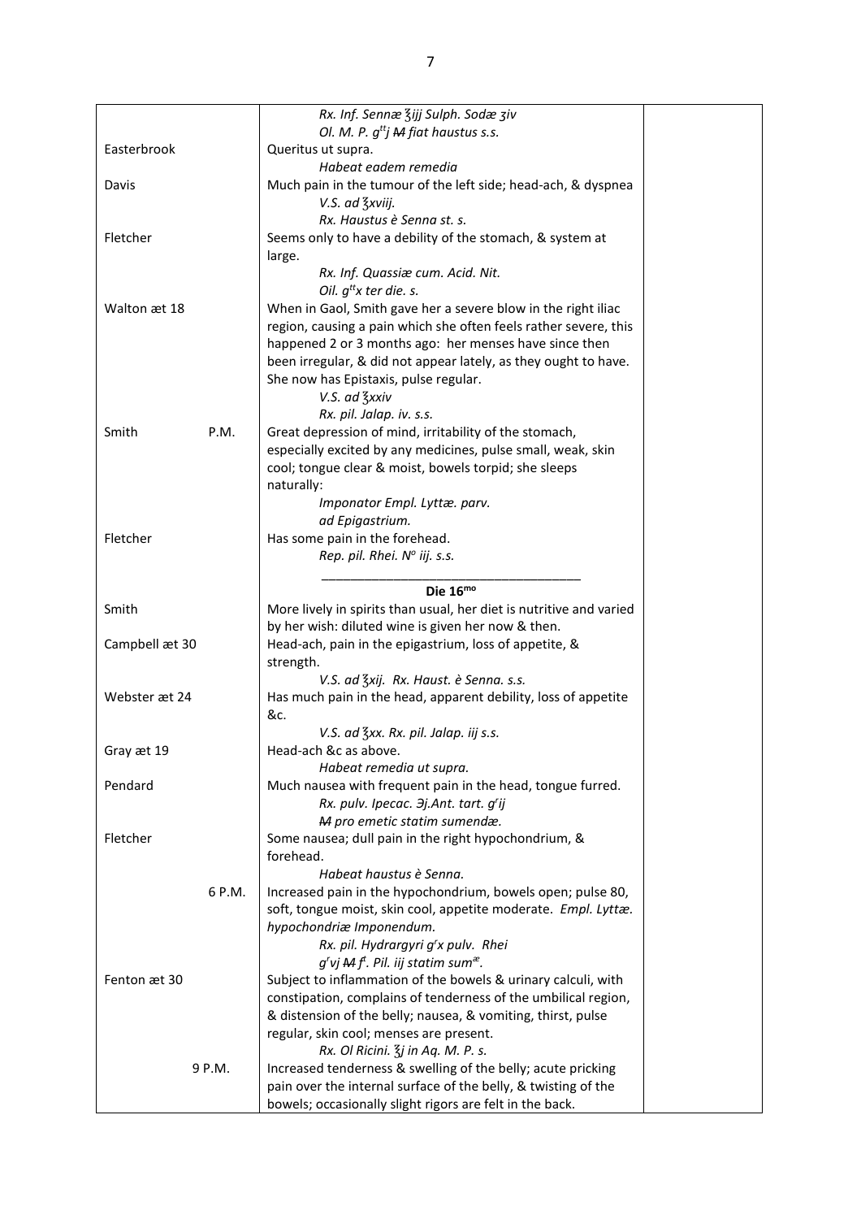| | | |
|---|---|---|
| | *Rx. Inf. Sennæ ℥ijj Sulph. Sodæ ʒiv* | |
| | *Ol. M. P. $g^{tt}$j ~~M~~ fiat haustus s.s.* | |
| Easterbrook | Queritus ut supra. | |
| | *Habeat eadem remedia* | |
| Davis | Much pain in the tumour of the left side; head-ach, & dyspnea | |
| | *V.S. ad ℥xviij.* | |
| | *Rx. Haustus è Senna st. s.* | |
| Fletcher | Seems only to have a debility of the stomach, & system at large. | |
| | *Rx. Inf. Quassiæ cum. Acid. Nit.* | |
| | *Oil. $g^{tt}$x ter die. s.* | |
| Walton æt 18 | When in Gaol, Smith gave her a severe blow in the right iliac region, causing a pain which she often feels rather severe, this happened 2 or 3 months ago: her menses have since then been irregular, & did not appear lately, as they ought to have. She now has Epistaxis, pulse regular. | |
| | *V.S. ad ℥xxiv* | |
| | *Rx. pil. Jalap. iv. s.s.* | |
| Smith P.M. | Great depression of mind, irritability of the stomach, especially excited by any medicines, pulse small, weak, skin cool; tongue clear & moist, bowels torpid; she sleeps naturally: | |
| | *Imponator Empl. Lyttæ. parv.* | |
| | *ad Epigastrium.* | |
| Fletcher | Has some pain in the forehead. | |
| | *Rep. pil. Rhei. N° iij. s.s.* | |
| | **Die $16^{mo}$** | |
| Smith | More lively in spirits than usual, her diet is nutritive and varied by her wish: diluted wine is given her now & then. | |
| Campbell æt 30 | Head-ach, pain in the epigastrium, loss of appetite, & strength. | |
| | *V.S. ad ℥xij. Rx. Haust. è Senna. s.s.* | |
| Webster æt 24 | Has much pain in the head, apparent debility, loss of appetite &c. | |
| | *V.S. ad ℥xx. Rx. pil. Jalap. iij s.s.* | |
| Gray æt 19 | Head-ach &c as above. | |
| | *Habeat remedia ut supra.* | |
| Pendard | Much nausea with frequent pain in the head, tongue furred. | |
| | *Rx. pulv. Ipecac. ℈j.Ant. tart. $g^{r}$ij* | |
| | *~~M~~ pro emetic statim sumendæ.* | |
| Fletcher | Some nausea; dull pain in the right hypochondrium, & forehead. | |
| | *Habeat haustus è Senna.* | |
| 6 P.M. | Increased pain in the hypochondrium, bowels open; pulse 80, soft, tongue moist, skin cool, appetite moderate. *Empl. Lyttæ. hypochondriæ Imponendum.* | |
| | *Rx. pil. Hydrargyri $g^{r}$x pulv. Rhei* | |
| | *$g^{r}$vj ~~M~~ $f^{t}$. Pil. iij statim $sum^{æ}$.* | |
| Fenton æt 30 | Subject to inflammation of the bowels & urinary calculi, with constipation, complains of tenderness of the umbilical region, & distension of the belly; nausea, & vomiting, thirst, pulse regular, skin cool; menses are present. | |
| | *Rx. Ol Ricini. ℥j in Aq. M. P. s.* | |
| 9 P.M. | Increased tenderness & swelling of the belly; acute pricking pain over the internal surface of the belly, & twisting of the bowels; occasionally slight rigors are felt in the back. | |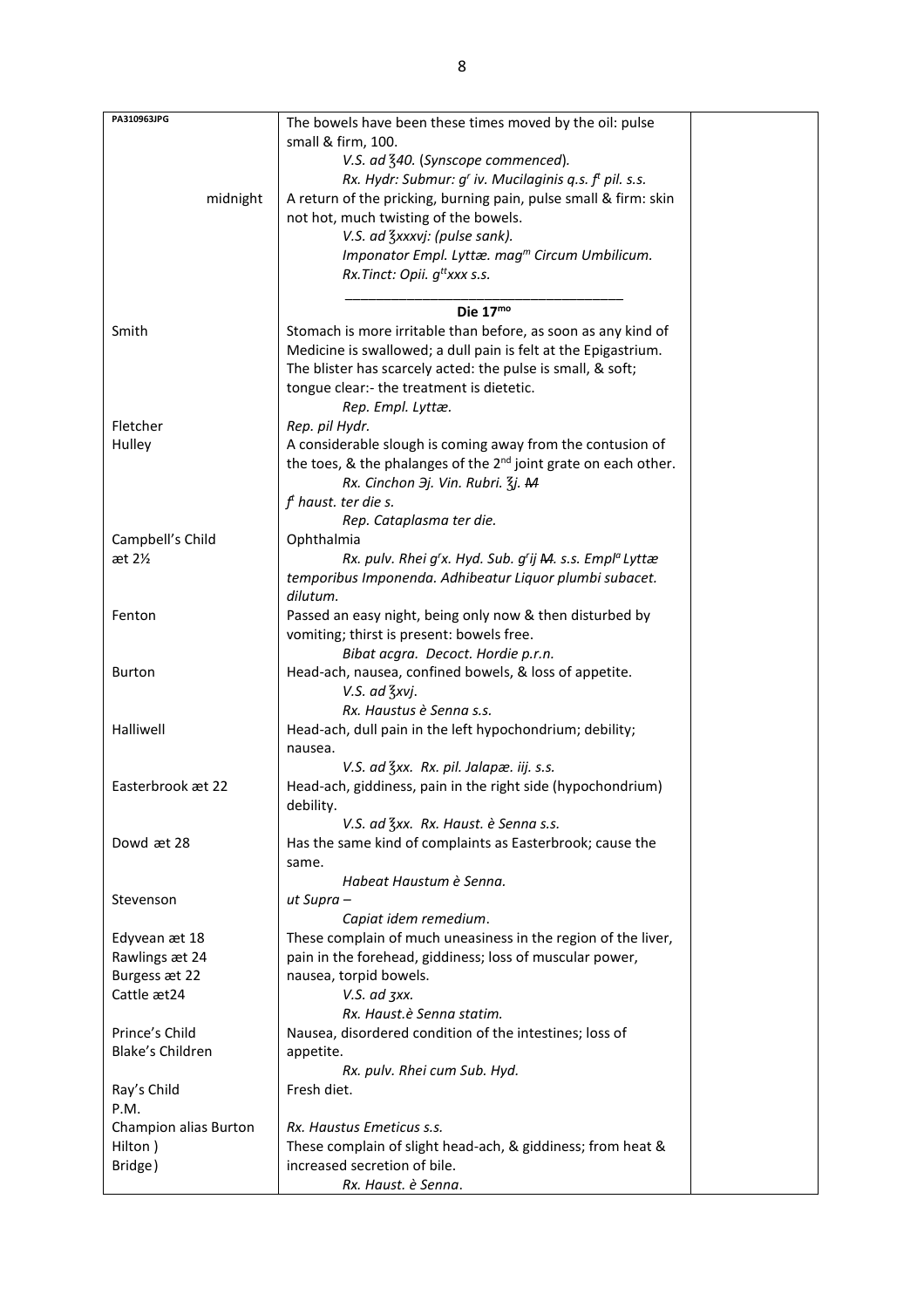| PA310963JPG | The bowels have been these times moved by the oil: pulse small & firm, 100. | |
|---|---|---|
| | *V.S. ad ℥40. (Synscope commenced).* | |
| | *Rx. Hydr: Submur: gr iv. Mucilaginis q.s. ft pil. s.s.* | |
| midnight | A return of the pricking, burning pain, pulse small & firm: skin not hot, much twisting of the bowels. | |
| | *V.S. ad ℥xxxvj: (pulse sank).* | |
| | *Imponator Empl. Lyttæ. magm Circum Umbilicum.* | |
| | *Rx.Tinct: Opii. gttxxx s.s.* | |
| | **Die 17mo** | |
| Smith | Stomach is more irritable than before, as soon as any kind of Medicine is swallowed; a dull pain is felt at the Epigastrium. The blister has scarcely acted: the pulse is small, & soft; tongue clear:- the treatment is dietetic. | |
| | *Rep. Empl. Lyttæ.* | |
| Fletcher | *Rep. pil Hydr.* | |
| Hulley | A considerable slough is coming away from the contusion of the toes, & the phalanges of the 2nd joint grate on each other. | |
| | *Rx. Cinchon ℈j. Vin. Rubri. ℥j. ~~M~~* | |
| | *ft haust. ter die s.* | |
| | *Rep. Cataplasma ter die.* | |
| Campbell's Child æt 2½ | Ophthalmia | |
| | *Rx. pulv. Rhei grx. Hyd. Sub. grij ~~M~~. s.s. Empla Lyttæ temporibus Imponenda. Adhibeatur Liquor plumbi subacet. dilutum.* | |
| Fenton | Passed an easy night, being only now & then disturbed by vomiting; thirst is present: bowels free. | |
| | *Bibat acgra. Decoct. Hordie p.r.n.* | |
| Burton | Head-ach, nausea, confined bowels, & loss of appetite. | |
| | *V.S. ad ℥xvj.* | |
| | *Rx. Haustus è Senna s.s.* | |
| Halliwell | Head-ach, dull pain in the left hypochondrium; debility; nausea. | |
| | *V.S. ad ℥xx. Rx. pil. Jalapæ. iij. s.s.* | |
| Easterbrook æt 22 | Head-ach, giddiness, pain in the right side (hypochondrium) debility. | |
| | *V.S. ad ℥xx. Rx. Haust. è Senna s.s.* | |
| Dowd æt 28 | Has the same kind of complaints as Easterbrook; cause the same. | |
| | *Habeat Haustum è Senna.* | |
| Stevenson | *ut Supra –* | |
| | *Capiat idem remedium.* | |
| Edyvean æt 18<br>Rawlings æt 24<br>Burgess æt 22<br>Cattle æt24 | These complain of much uneasiness in the region of the liver, pain in the forehead, giddiness; loss of muscular power, nausea, torpid bowels. | |
| | *V.S. ad ʒxx.* | |
| | *Rx. Haust.è Senna statim.* | |
| Prince's Child<br>Blake's Children | Nausea, disordered condition of the intestines; loss of appetite. | |
| | *Rx. pulv. Rhei cum Sub. Hyd.* | |
| Ray's Child | Fresh diet. | |
| P.M. | | |
| Champion alias Burton | *Rx. Haustus Emeticus s.s.* | |
| Hilton )<br>Bridge) | These complain of slight head-ach, & giddiness; from heat & increased secretion of bile. | |
| | *Rx. Haust. è Senna.* | |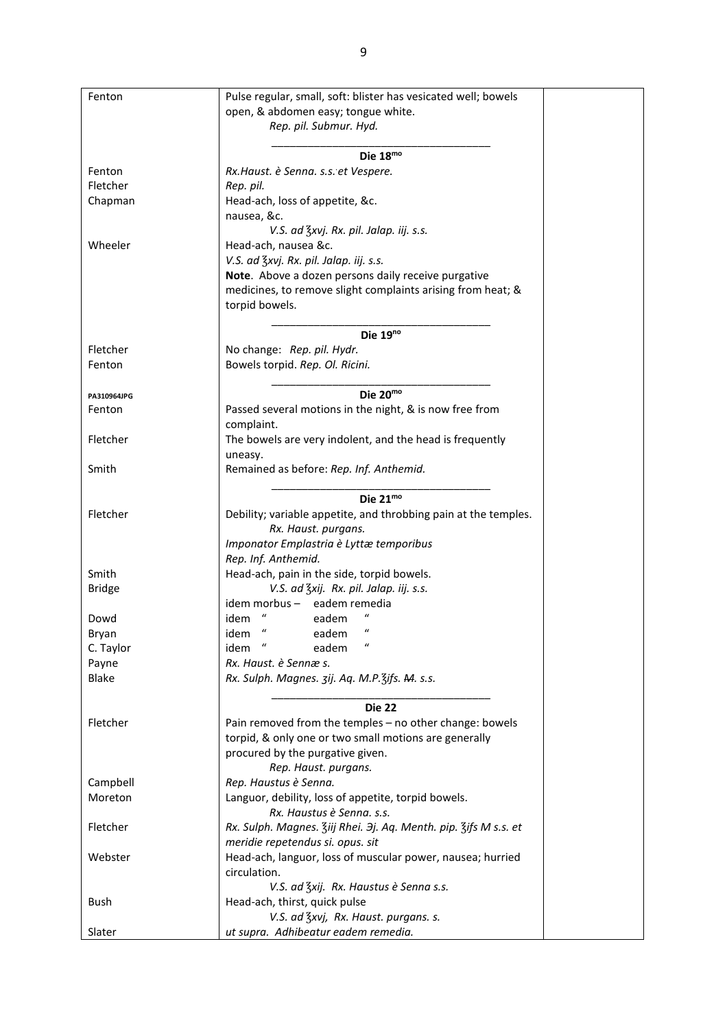| | | |
|---|---|---|
| Fenton | Pulse regular, small, soft: blister has vesicated well; bowels open, & abdomen easy; tongue white.<br>*Rep. pil. Submur. Hyd.* | |
| | **Die 18$^{mo}$** | |
| Fenton | *Rx.Haust. è Senna. s.s. et Vespere.* | |
| Fletcher | *Rep. pil.* | |
| Chapman | Head-ach, loss of appetite, &c.<br>nausea, &c.<br>*V.S. ad ℥xvj. Rx. pil. Jalap. iij. s.s.* | |
| Wheeler | Head-ach, nausea &c.<br>*V.S. ad ℥xvj. Rx. pil. Jalap. iij. s.s.*<br>**Note**. Above a dozen persons daily receive purgative medicines, to remove slight complaints arising from heat; & torpid bowels. | |
| | **Die 19$^{no}$** | |
| Fletcher | No change: *Rep. pil. Hydr.* | |
| Fenton | Bowels torpid. *Rep. Ol. Ricini.* | |
| PA310964JPG | **Die 20$^{mo}$** | |
| Fenton | Passed several motions in the night, & is now free from complaint. | |
| Fletcher | The bowels are very indolent, and the head is frequently uneasy. | |
| Smith | Remained as before: *Rep. Inf. Anthemid.* | |
| | **Die 21$^{mo}$** | |
| Fletcher | Debility; variable appetite, and throbbing pain at the temples.<br>*Rx. Haust. purgans.*<br>*Imponator Emplastria è Lyttæ temporibus*<br>*Rep. Inf. Anthemid.* | |
| Smith | Head-ach, pain in the side, torpid bowels. | |
| Bridge | *V.S. ad ℥xij. Rx. pil. Jalap. iij. s.s.*<br>idem morbus – eadem remedia | |
| Dowd | idem " eadem " | |
| Bryan | idem " eadem " | |
| C. Taylor | idem " eadem " | |
| Payne | *Rx. Haust. è Sennæ s.* | |
| Blake | *Rx. Sulph. Magnes. ʒij. Aq. M.P.℥ifs. ~~M~~. s.s.* | |
| | **Die 22** | |
| Fletcher | Pain removed from the temples – no other change: bowels torpid, & only one or two small motions are generally procured by the purgative given.<br>*Rep. Haust. purgans.* | |
| Campbell | *Rep. Haustus è Senna.* | |
| Moreton | Languor, debility, loss of appetite, torpid bowels.<br>*Rx. Haustus è Senna. s.s.* | |
| Fletcher | *Rx. Sulph. Magnes. ℥iij Rhei. ℈j. Aq. Menth. pip. ℥ifs M s.s. et meridie repetendus si. opus. sit* | |
| Webster | Head-ach, languor, loss of muscular power, nausea; hurried circulation.<br>*V.S. ad ℥xij. Rx. Haustus è Senna s.s.* | |
| Bush | Head-ach, thirst, quick pulse<br>*V.S. ad ℥xvj, Rx. Haust. purgans. s.* | |
| Slater | *ut supra. Adhibeatur eadem remedia.* | |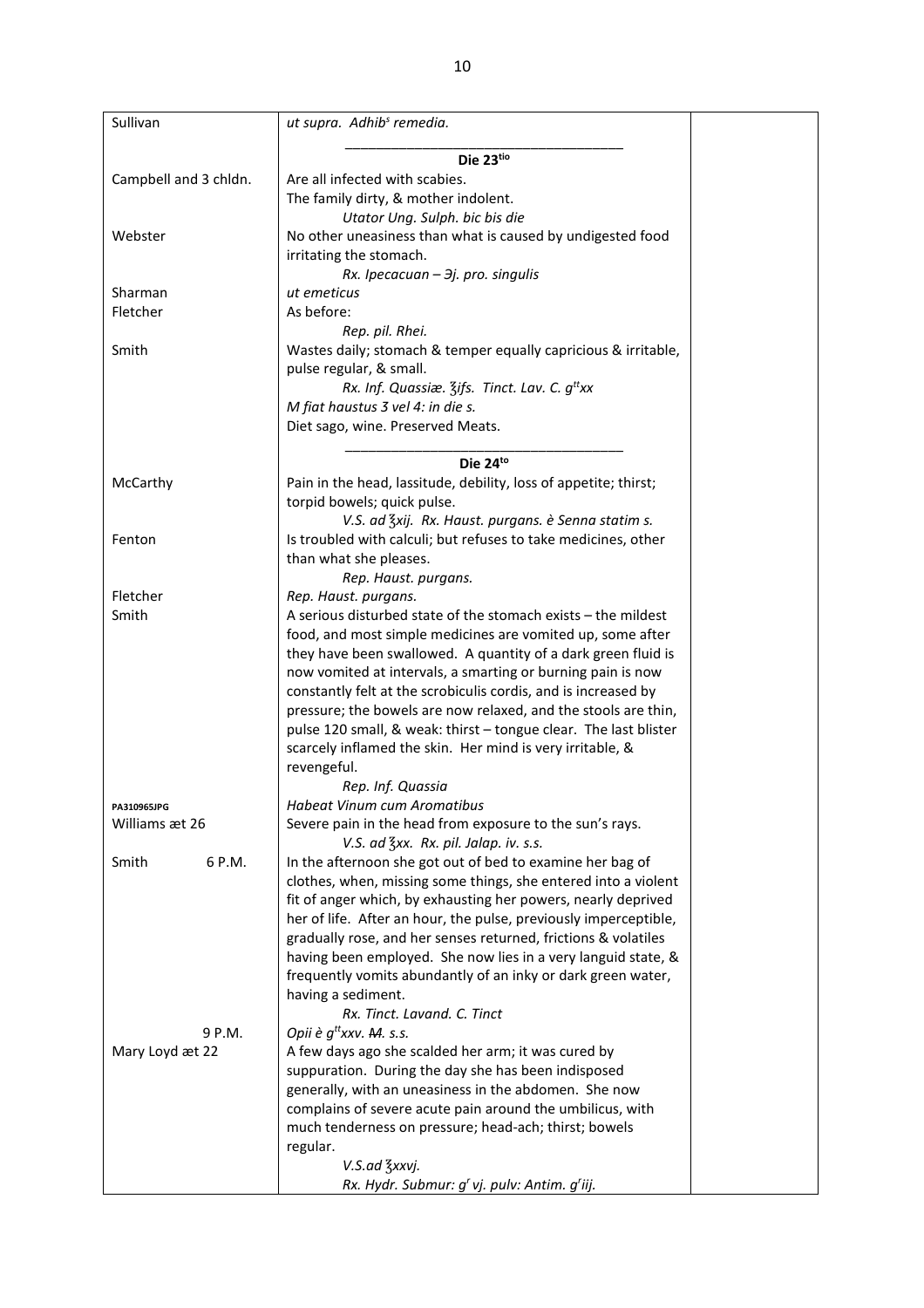| | | |
|---|---|---|
| Sullivan | *ut supra. Adhib[s] remedia.* | |
| | **Die 23[tio]** | |
| Campbell and 3 chldn. | Are all infected with scabies.<br>The family dirty, & mother indolent.<br>*Utator Ung. Sulph. bic bis die* | |
| Webster | No other uneasiness than what is caused by undigested food irritating the stomach.<br>*Rx. Ipecacuan – Ʒj. pro. singulis* | |
| Sharman | *ut emeticus* | |
| Fletcher | As before:<br>*Rep. pil. Rhei.* | |
| Smith | Wastes daily; stomach & temper equally capricious & irritable, pulse regular, & small.<br>*Rx. Inf. Quassiæ. ℥ifs. Tinct. Lav. C. g[tt]xx*<br>*M fiat haustus 3 vel 4: in die s.*<br>Diet sago, wine. Preserved Meats. | |
| | **Die 24[to]** | |
| McCarthy | Pain in the head, lassitude, debility, loss of appetite; thirst; torpid bowels; quick pulse.<br>*V.S. ad ℥xij. Rx. Haust. purgans. è Senna statim s.* | |
| Fenton | Is troubled with calculi; but refuses to take medicines, other than what she pleases.<br>*Rep. Haust. purgans.* | |
| Fletcher | *Rep. Haust. purgans.* | |
| Smith | A serious disturbed state of the stomach exists – the mildest food, and most simple medicines are vomited up, some after they have been swallowed. A quantity of a dark green fluid is now vomited at intervals, a smarting or burning pain is now constantly felt at the scrobiculis cordis, and is increased by pressure; the bowels are now relaxed, and the stools are thin, pulse 120 small, & weak: thirst – tongue clear. The last blister scarcely inflamed the skin. Her mind is very irritable, & revengeful.<br>*Rep. Inf. Quassia* | |
| PA310965JPG | *Habeat Vinum cum Aromatibus* | |
| Williams æt 26 | Severe pain in the head from exposure to the sun's rays.<br>*V.S. ad ℥xx. Rx. pil. Jalap. iv. s.s.* | |
| Smith 6 P.M. | In the afternoon she got out of bed to examine her bag of clothes, when, missing some things, she entered into a violent fit of anger which, by exhausting her powers, nearly deprived her of life. After an hour, the pulse, previously imperceptible, gradually rose, and her senses returned, frictions & volatiles having been employed. She now lies in a very languid state, & frequently vomits abundantly of an inky or dark green water, having a sediment.<br>*Rx. Tinct. Lavand. C. Tinct* | |
| 9 P.M. | *Opii è g[tt]xxv. ~~M~~. s.s.* | |
| Mary Loyd æt 22 | A few days ago she scalded her arm; it was cured by suppuration. During the day she has been indisposed generally, with an uneasiness in the abdomen. She now complains of severe acute pain around the umbilicus, with much tenderness on pressure; head-ach; thirst; bowels regular.<br>*V.S.ad ℥xxvj.*<br>*Rx. Hydr. Submur: g[r] vj. pulv: Antim. g[r]iij.* | |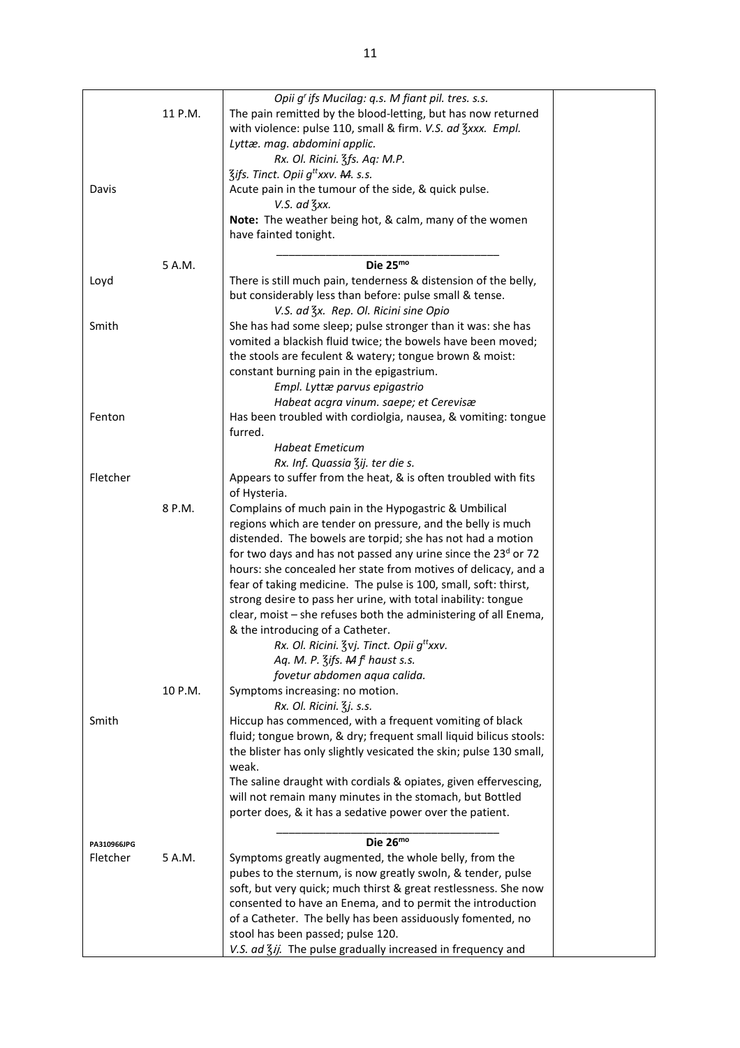| | | | |
|---|---|---|---|
| | | *Opii g^r ifs Mucilag: q.s. M fiant pil. tres. s.s.* | |
| | 11 P.M. | The pain remitted by the blood-letting, but has now returned with violence: pulse 110, small & firm. *V.S. ad ℥xxx. Empl. Lyttæ. mag. abdomini applic.*<br>*Rx. Ol. Ricini. ℥fs. Aq: M.P.*<br>*℥ifs. Tinct. Opii g^tt xxv. ~~M~~. s.s.* | |
| Davis | | Acute pain in the tumour of the side, & quick pulse.<br>*V.S. ad ℥xx.*<br>**Note:** The weather being hot, & calm, many of the women have fainted tonight. | |
| | 5 A.M. | **Die 25^mo** | |
| Loyd | | There is still much pain, tenderness & distension of the belly, but considerably less than before: pulse small & tense.<br>*V.S. ad ℥x. Rep. Ol. Ricini sine Opio* | |
| Smith | | She has had some sleep; pulse stronger than it was: she has vomited a blackish fluid twice; the bowels have been moved; the stools are feculent & watery; tongue brown & moist: constant burning pain in the epigastrium.<br>*Empl. Lyttæ parvus epigastrio*<br>*Habeat acgra vinum. saepe; et Cerevisæ* | |
| Fenton | | Has been troubled with cordiolgia, nausea, & vomiting: tongue furred.<br>*Habeat Emeticum*<br>*Rx. Inf. Quassia ℥ij. ter die s.* | |
| Fletcher | | Appears to suffer from the heat, & is often troubled with fits of Hysteria. | |
| | 8 P.M. | Complains of much pain in the Hypogastric & Umbilical regions which are tender on pressure, and the belly is much distended. The bowels are torpid; she has not had a motion for two days and has not passed any urine since the 23^d or 72 hours: she concealed her state from motives of delicacy, and a fear of taking medicine. The pulse is 100, small, soft: thirst, strong desire to pass her urine, with total inability: tongue clear, moist – she refuses both the administering of all Enema, & the introducing of a Catheter.<br>*Rx. Ol. Ricini. ℥vj. Tinct. Opii g^tt xxv.*<br>*Aq. M. P. ℥ifs. ~~M~~ f^t haust s.s.*<br>*fovetur abdomen aqua calida.* | |
| | 10 P.M. | Symptoms increasing: no motion.<br>*Rx. Ol. Ricini. ℥j. s.s.* | |
| Smith | | Hiccup has commenced, with a frequent vomiting of black fluid; tongue brown, & dry; frequent small liquid bilicus stools: the blister has only slightly vesicated the skin; pulse 130 small, weak.<br>The saline draught with cordials & opiates, given effervescing, will not remain many minutes in the stomach, but Bottled porter does, & it has a sedative power over the patient. | |
| PA310966JPG | | **Die 26^mo** | |
| Fletcher | 5 A.M. | Symptoms greatly augmented, the whole belly, from the pubes to the sternum, is now greatly swoln, & tender, pulse soft, but very quick; much thirst & great restlessness. She now consented to have an Enema, and to permit the introduction of a Catheter. The belly has been assiduously fomented, no stool has been passed; pulse 120.<br>*V.S. ad ℥ij.* The pulse gradually increased in frequency and | |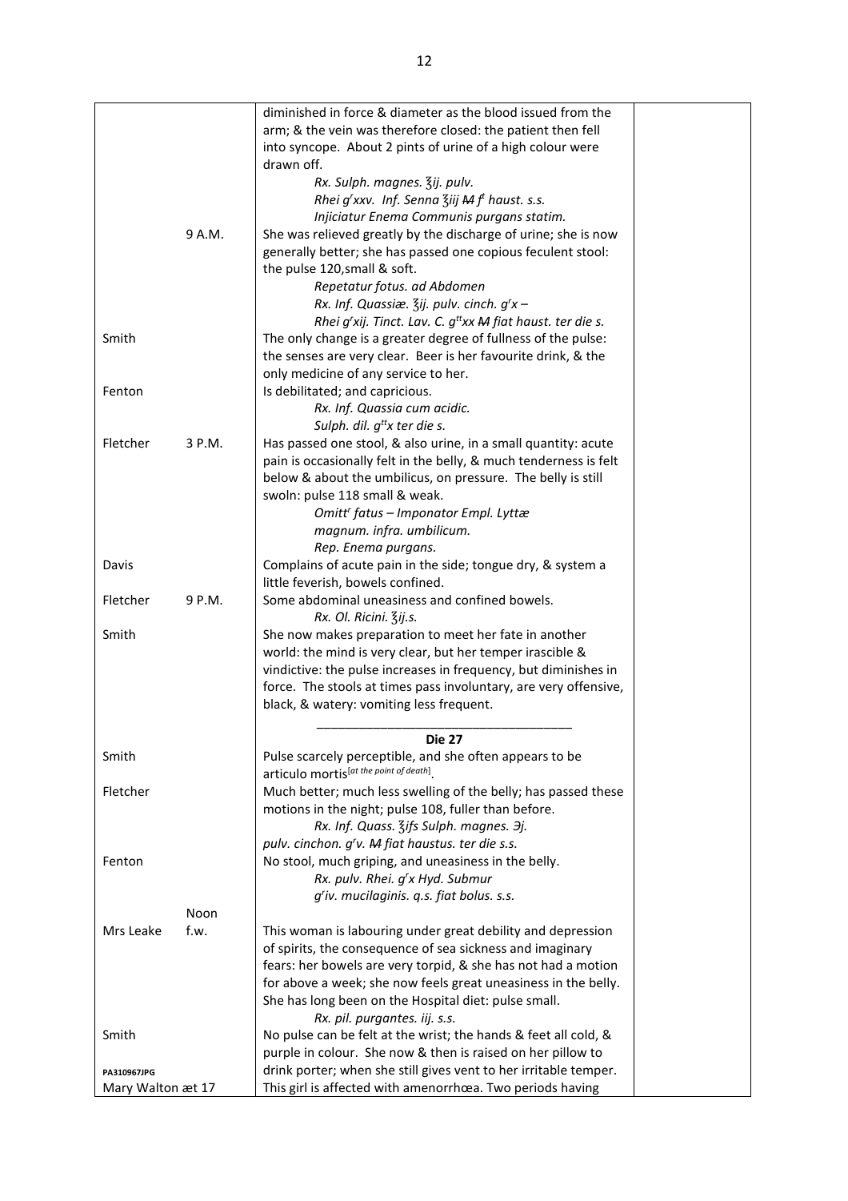| | | | |
|---|---|---|---|
| | | diminished in force & diameter as the blood issued from the arm; & the vein was therefore closed: the patient then fell into syncope. About 2 pints of urine of a high colour were drawn off. | |
| | | *Rx. Sulph. magnes. ℥ij. pulv.* | |
| | | *Rhei g^r^xxv. Inf. Senna ℥iij ~~M~~ f^t^ haust. s.s.* | |
| | | *Injiciatur Enema Communis purgans statim.* | |
| | 9 A.M. | She was relieved greatly by the discharge of urine; she is now generally better; she has passed one copious feculent stool: the pulse 120,small & soft. | |
| | | *Repetatur fotus. ad Abdomen* | |
| | | *Rx. Inf. Quassiæ. ℥ij. pulv. cinch. g^r^x –* | |
| | | *Rhei g^r^xij. Tinct. Lav. C. g^tt^xx ~~M~~ fiat haust. ter die s.* | |
| Smith | | The only change is a greater degree of fullness of the pulse: the senses are very clear. Beer is her favourite drink, & the only medicine of any service to her. | |
| Fenton | | Is debilitated; and capricious. | |
| | | *Rx. Inf. Quassia cum acidic.* | |
| | | *Sulph. dil. g^tt^x ter die s.* | |
| Fletcher | 3 P.M. | Has passed one stool, & also urine, in a small quantity: acute pain is occasionally felt in the belly, & much tenderness is felt below & about the umbilicus, on pressure. The belly is still swoln: pulse 118 small & weak. | |
| | | *Omitt^r^ fatus – Imponator Empl. Lyttæ magnum. infra. umbilicum.* | |
| | | *Rep. Enema purgans.* | |
| Davis | | Complains of acute pain in the side; tongue dry, & system a little feverish, bowels confined. | |
| Fletcher | 9 P.M. | Some abdominal uneasiness and confined bowels. | |
| | | *Rx. Ol. Ricini. ℥ij.s.* | |
| Smith | | She now makes preparation to meet her fate in another world: the mind is very clear, but her temper irascible & vindictive: the pulse increases in frequency, but diminishes in force. The stools at times pass involuntary, are very offensive, black, & watery: vomiting less frequent. | |
| | | **Die 27** | |
| Smith | | Pulse scarcely perceptible, and she often appears to be articulo mortis[at the point of death]. | |
| Fletcher | | Much better; much less swelling of the belly; has passed these motions in the night; pulse 108, fuller than before. | |
| | | *Rx. Inf. Quass. ℥ifs Sulph. magnes. ℈j.* | |
| | | *pulv. cinchon. g^r^v. ~~M~~ fiat haustus. ter die s.s.* | |
| Fenton | | No stool, much griping, and uneasiness in the belly. | |
| | | *Rx. pulv. Rhei. g^r^x Hyd. Submur* | |
| | | *g^r^iv. mucilaginis. q.s. fiat bolus. s.s.* | |
| | Noon | | |
| Mrs Leake | f.w. | This woman is labouring under great debility and depression of spirits, the consequence of sea sickness and imaginary fears: her bowels are very torpid, & she has not had a motion for above a week; she now feels great uneasiness in the belly. She has long been on the Hospital diet: pulse small. | |
| | | *Rx. pil. purgantes. iij. s.s.* | |
| Smith | | No pulse can be felt at the wrist; the hands & feet all cold, & purple in colour. She now & then is raised on her pillow to | |
| PA310967JPG | | drink porter; when she still gives vent to her irritable temper. | |
| Mary Walton æt 17 | | This girl is affected with amenorrhœa. Two periods having | |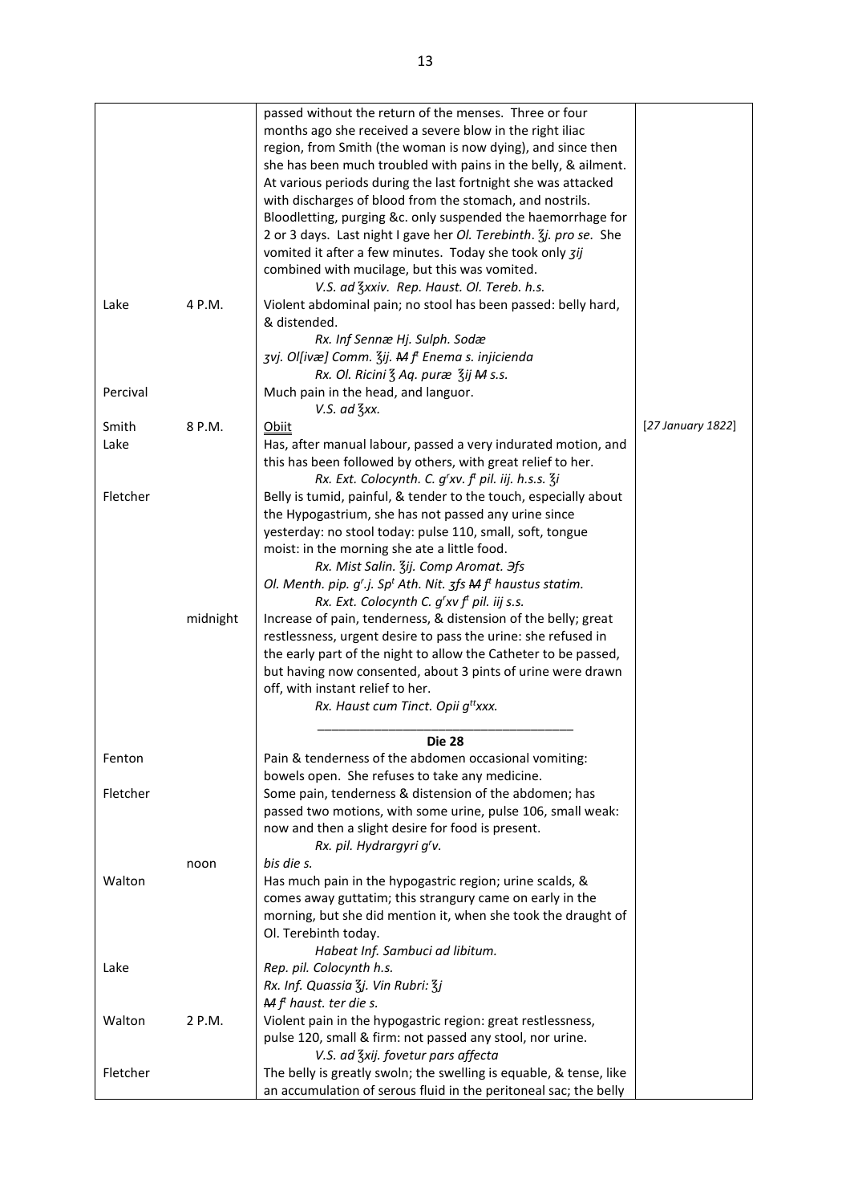| | | | |
|---|---|---|---|
| | | passed without the return of the menses. Three or four months ago she received a severe blow in the right iliac region, from Smith (the woman is now dying), and since then she has been much troubled with pains in the belly, & ailment. At various periods during the last fortnight she was attacked with discharges of blood from the stomach, and nostrils. Bloodletting, purging &c. only suspended the haemorrhage for 2 or 3 days. Last night I gave her *Ol. Terebinth*. *℥j. pro se.* She vomited it after a few minutes. Today she took only *ʒij* combined with mucilage, but this was vomited. | |
| | | *V.S. ad ℥xxiv. Rep. Haust. Ol. Tereb. h.s.* | |
| Lake | 4 P.M. | Violent abdominal pain; no stool has been passed: belly hard, & distended. | |
| | | *Rx. Inf Sennæ Hj. Sulph. Sodæ* | |
| | | *ʒvj. Ol[ivæ] Comm. ℥ij. ~~M~~ f^t Enema s. injicienda* | |
| | | *Rx. Ol. Ricini ℥ Aq. puræ ℥ij ~~M~~ s.s.* | |
| Percival | | Much pain in the head, and languor. | |
| | | *V.S. ad ℥xx.* | |
| Smith | 8 P.M. | Obiit | [*27 January 1822*] |
| Lake | | Has, after manual labour, passed a very indurated motion, and this has been followed by others, with great relief to her. | |
| | | *Rx. Ext. Colocynth. C. g^r xv. f^t pil. iij. h.s.s. ℥i* | |
| Fletcher | | Belly is tumid, painful, & tender to the touch, especially about the Hypogastrium, she has not passed any urine since yesterday: no stool today: pulse 110, small, soft, tongue moist: in the morning she ate a little food. | |
| | | *Rx. Mist Salin. ℥ij. Comp Aromat. ℈fs* | |
| | | *Ol. Menth. pip. g^r.j. Sp^t Ath. Nit. ʒfs ~~M~~ f^t haustus statim.* | |
| | | *Rx. Ext. Colocynth C. g^r xv f^t pil. iij s.s.* | |
| | midnight | Increase of pain, tenderness, & distension of the belly; great restlessness, urgent desire to pass the urine: she refused in the early part of the night to allow the Catheter to be passed, but having now consented, about 3 pints of urine were drawn off, with instant relief to her. | |
| | | *Rx. Haust cum Tinct. Opii g^tt xxx.* | |
| | | **Die 28** | |
| Fenton | | Pain & tenderness of the abdomen occasional vomiting: bowels open. She refuses to take any medicine. | |
| Fletcher | | Some pain, tenderness & distension of the abdomen; has passed two motions, with some urine, pulse 106, small weak: now and then a slight desire for food is present. | |
| | | *Rx. pil. Hydrargyri g^r v.* | |
| | noon | *bis die s.* | |
| Walton | | Has much pain in the hypogastric region; urine scalds, & comes away guttatim; this strangury came on early in the morning, but she did mention it, when she took the draught of Ol. Terebinth today. | |
| | | *Habeat Inf. Sambuci ad libitum.* | |
| Lake | | *Rep. pil. Colocynth h.s.* | |
| | | *Rx. Inf. Quassia ℥j. Vin Rubri: ℥j* | |
| | | *~~M~~ f^t haust. ter die s.* | |
| Walton | 2 P.M. | Violent pain in the hypogastric region: great restlessness, pulse 120, small & firm: not passed any stool, nor urine. | |
| | | *V.S. ad ℥xij. fovetur pars affecta* | |
| Fletcher | | The belly is greatly swoln; the swelling is equable, & tense, like an accumulation of serous fluid in the peritoneal sac; the belly | |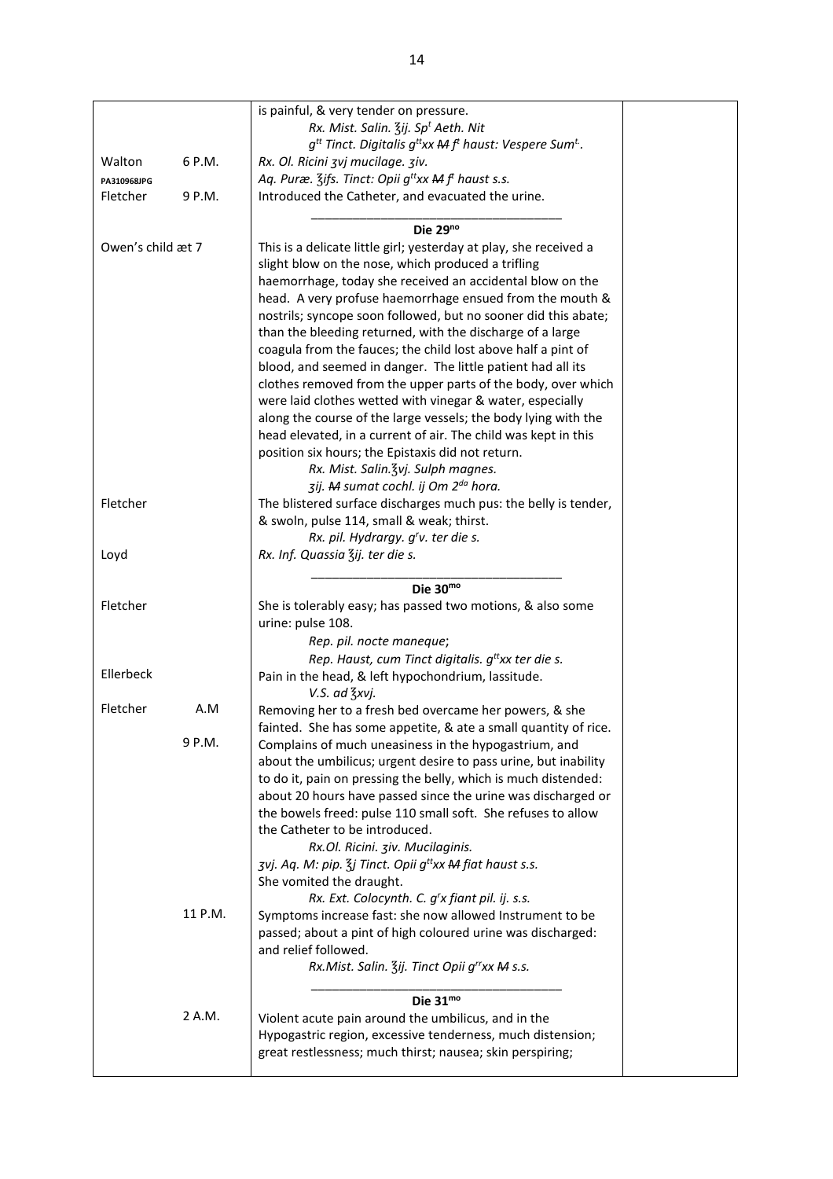| | | | |
|---|---|---|---|
| | | is painful, & very tender on pressure.<br>*Rx. Mist. Salin. ℥ij. Sp$^{t}$ Aeth. Nit*<br>*g$^{tt}$ Tinct. Digitalis g$^{tt}$xx ~~M~~ f$^{t}$ haust: Vespere Sum$^{t}$.* | |
| Walton | 6 P.M. | *Rx. Ol. Ricini ʒvj mucilage. ʒiv.* | |
| PA310968JPG | | *Aq. Puræ. ℥ifs. Tinct: Opii g$^{tt}$xx ~~M~~ f$^{t}$ haust s.s.* | |
| Fletcher | 9 P.M. | Introduced the Catheter, and evacuated the urine. | |
| | | **Die 29$^{no}$** | |
| Owen's child æt 7 | | This is a delicate little girl; yesterday at play, she received a slight blow on the nose, which produced a trifling haemorrhage, today she received an accidental blow on the head. A very profuse haemorrhage ensued from the mouth & nostrils; syncope soon followed, but no sooner did this abate; than the bleeding returned, with the discharge of a large coagula from the fauces; the child lost above half a pint of blood, and seemed in danger. The little patient had all its clothes removed from the upper parts of the body, over which were laid clothes wetted with vinegar & water, especially along the course of the large vessels; the body lying with the head elevated, in a current of air. The child was kept in this position six hours; the Epistaxis did not return.<br>*Rx. Mist. Salin.℥vj. Sulph magnes.*<br>*ʒij. ~~M~~ sumat cochl. ij Om 2$^{da}$ hora.* | |
| Fletcher | | The blistered surface discharges much pus: the belly is tender, & swoln, pulse 114, small & weak; thirst.<br>*Rx. pil. Hydrargy. g$^{r}$v. ter die s.* | |
| Loyd | | *Rx. Inf. Quassia ℥ij. ter die s.* | |
| | | **Die 30$^{mo}$** | |
| Fletcher | | She is tolerably easy; has passed two motions, & also some urine: pulse 108.<br>*Rep. pil. nocte maneque;*<br>*Rep. Haust, cum Tinct digitalis. g$^{tt}$xx ter die s.* | |
| Ellerbeck | | Pain in the head, & left hypochondrium, lassitude.<br>*V.S. ad ℥xvj.* | |
| Fletcher | A.M | Removing her to a fresh bed overcame her powers, & she fainted. She has some appetite, & ate a small quantity of rice. | |
| | 9 P.M. | Complains of much uneasiness in the hypogastrium, and about the umbilicus; urgent desire to pass urine, but inability to do it, pain on pressing the belly, which is much distended: about 20 hours have passed since the urine was discharged or the bowels freed: pulse 110 small soft. She refuses to allow the Catheter to be introduced.<br>*Rx.Ol. Ricini. ʒiv. Mucilaginis.*<br>*ʒvj. Aq. M: pip. ℥j Tinct. Opii g$^{tt}$xx ~~M~~ fiat haust s.s.*<br>She vomited the draught.<br>*Rx. Ext. Colocynth. C. g$^{r}$x fiant pil. ij. s.s.* | |
| | 11 P.M. | Symptoms increase fast: she now allowed Instrument to be passed; about a pint of high coloured urine was discharged: and relief followed.<br>*Rx.Mist. Salin. ℥ij. Tinct Opii g$^{rr}$xx ~~M~~ s.s.* | |
| | | **Die 31$^{mo}$** | |
| | 2 A.M. | Violent acute pain around the umbilicus, and in the Hypogastric region, excessive tenderness, much distension; great restlessness; much thirst; nausea; skin perspiring; | |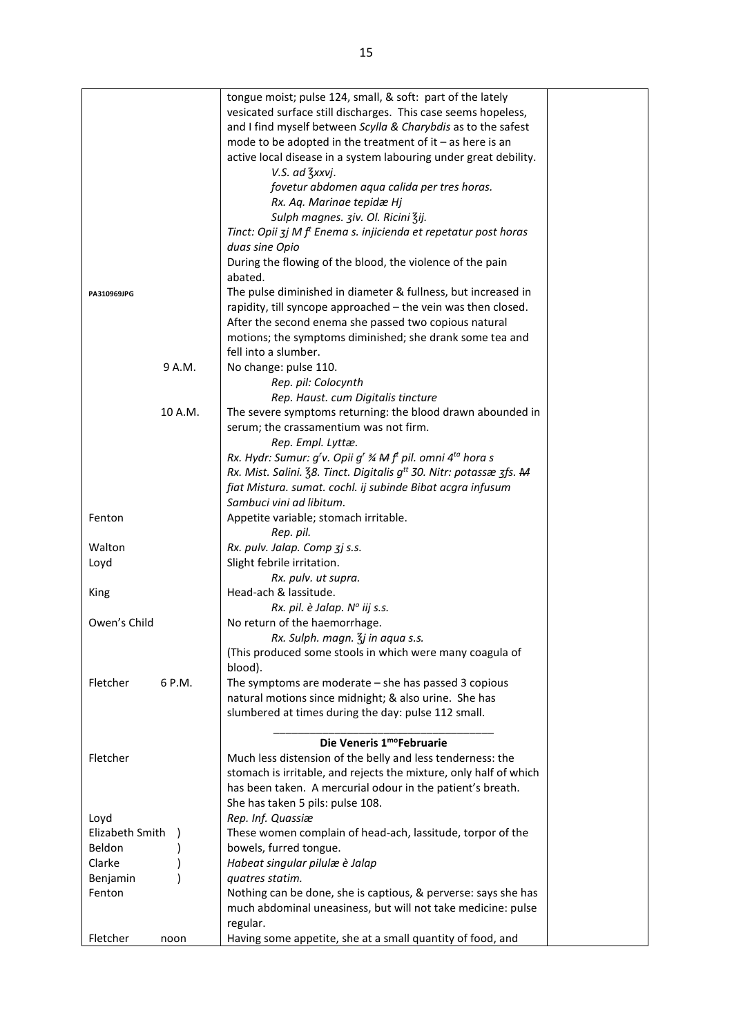| | | |
|---|---|---|
| | tongue moist; pulse 124, small, & soft: part of the lately vesicated surface still discharges. This case seems hopeless, and I find myself between *Scylla & Charybdis* as to the safest mode to be adopted in the treatment of it – as here is an active local disease in a system labouring under great debility.<br>*V.S. ad ℥xxvj.*<br>*fovetur abdomen aqua calida per tres horas.*<br>*Rx. Aq. Marinae tepidæ Hj*<br>*Sulph magnes. ʒiv. Ol. Ricini ℥ij.*<br>*Tinct: Opii ʒj M f[t] Enema s. injicienda et repetatur post horas duas sine Opio*<br>During the flowing of the blood, the violence of the pain abated. | |
| PA310969JPG | The pulse diminished in diameter & fullness, but increased in rapidity, till syncope approached – the vein was then closed. After the second enema she passed two copious natural motions; the symptoms diminished; she drank some tea and fell into a slumber. | |
| 9 A.M. | No change: pulse 110.<br>*Rep. pil: Colocynth*<br>*Rep. Haust. cum Digitalis tincture* | |
| 10 A.M. | The severe symptoms returning: the blood drawn abounded in serum; the crassamentium was not firm.<br>*Rep. Empl. Lyttæ.*<br>*Rx. Hydr: Sumur: g[r]v. Opii g[r] ¾ ~~M~~ f[t] pil. omni 4[ta] hora s*<br>*Rx. Mist. Salini. ℥8. Tinct. Digitalis g[tt] 30. Nitr: potassæ ʒfs. ~~M~~ fiat Mistura. sumat. cochl. ij subinde Bibat acgra infusum Sambuci vini ad libitum.* | |
| Fenton | Appetite variable; stomach irritable.<br>*Rep. pil.* | |
| Walton | *Rx. pulv. Jalap. Comp ʒj s.s.* | |
| Loyd | Slight febrile irritation.<br>*Rx. pulv. ut supra.* | |
| King | Head-ach & lassitude.<br>*Rx. pil. è Jalap. N[o] iij s.s.* | |
| Owen's Child | No return of the haemorrhage.<br>*Rx. Sulph. magn. ℥j in aqua s.s.*<br>(This produced some stools in which were many coagula of blood). | |
| Fletcher 6 P.M. | The symptoms are moderate – she has passed 3 copious natural motions since midnight; & also urine. She has slumbered at times during the day: pulse 112 small. | |
| | **Die Veneris 1[mo] Februarie** | |
| Fletcher | Much less distension of the belly and less tenderness: the stomach is irritable, and rejects the mixture, only half of which has been taken. A mercurial odour in the patient's breath. She has taken 5 pils: pulse 108. | |
| Loyd | *Rep. Inf. Quassiæ* | |
| Elizabeth Smith )<br>Beldon )<br>Clarke )<br>Benjamin ) | These women complain of head-ach, lassitude, torpor of the bowels, furred tongue.<br>*Habeat singular pilulæ è Jalap quatres statim.* | |
| Fenton | Nothing can be done, she is captious, & perverse: says she has much abdominal uneasiness, but will not take medicine: pulse regular. | |
| Fletcher noon | Having some appetite, she at a small quantity of food, and | |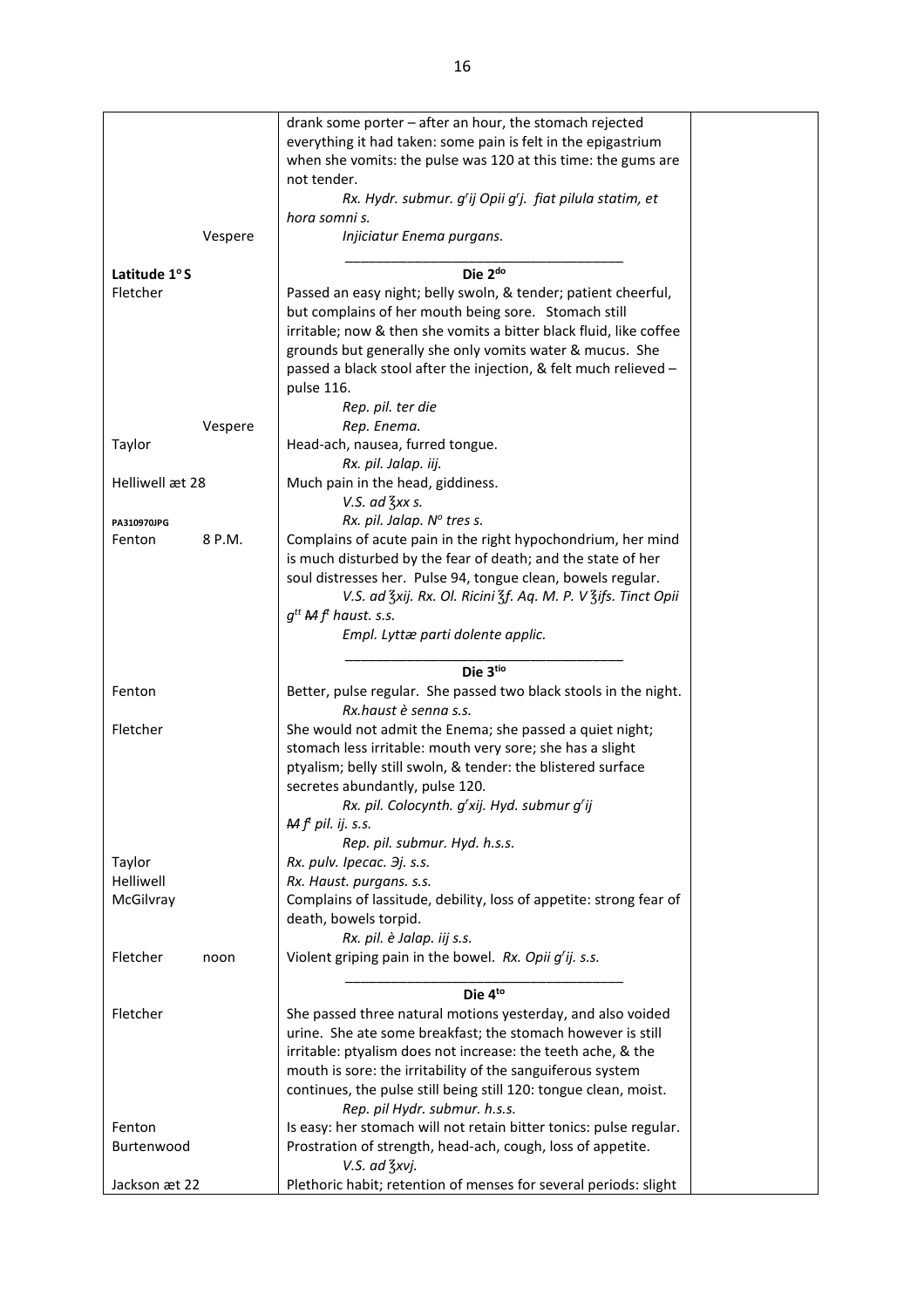| | | |
|---|---|---|
| | drank some porter – after an hour, the stomach rejected everything it had taken: some pain is felt in the epigastrium when she vomits: the pulse was 120 at this time: the gums are not tender. | |
| | *Rx. Hydr. submur. g$^r$ij Opii g$^r$j. fiat pilula statim, et hora somni s.* | |
| Vespere | *Injiciatur Enema purgans.* | |
| | **Die 2$^{do}$** | |
| **Latitude 1° S** | | |
| Fletcher | Passed an easy night; belly swoln, & tender; patient cheerful, but complains of her mouth being sore. Stomach still irritable; now & then she vomits a bitter black fluid, like coffee grounds but generally she only vomits water & mucus. She passed a black stool after the injection, & felt much relieved – pulse 116. | |
| | *Rep. pil. ter die* | |
| Vespere | *Rep. Enema.* | |
| Taylor | Head-ach, nausea, furred tongue. | |
| | *Rx. pil. Jalap. iij.* | |
| Helliwell æt 28 | Much pain in the head, giddiness. | |
| | *V.S. ad ℥xx s.* | |
| PA310970JPG | *Rx. pil. Jalap. N$^o$ tres s.* | |
| Fenton 8 P.M. | Complains of acute pain in the right hypochondrium, her mind is much disturbed by the fear of death; and the state of her soul distresses her. Pulse 94, tongue clean, bowels regular. | |
| | *V.S. ad ℥xij. Rx. Ol. Ricini ℥ʃ. Aq. M. P. V ℥iʃs. Tinct Opii g$^{tt}$ ~~M~~ f$^t$ haust. s.s.* | |
| | *Empl. Lyttæ parti dolente applic.* | |
| | **Die 3$^{tio}$** | |
| Fenton | Better, pulse regular. She passed two black stools in the night. | |
| | *Rx.haust è senna s.s.* | |
| Fletcher | She would not admit the Enema; she passed a quiet night; stomach less irritable: mouth very sore; she has a slight ptyalism; belly still swoln, & tender: the blistered surface secretes abundantly, pulse 120. | |
| | *Rx. pil. Colocynth. g$^r$xij. Hyd. submur g$^r$ij ~~M~~ f$^t$ pil. ij. s.s.* | |
| | *Rep. pil. submur. Hyd. h.s.s.* | |
| Taylor | *Rx. pulv. Ipecac. Ʒj. s.s.* | |
| Helliwell | *Rx. Haust. purgans. s.s.* | |
| McGilvray | Complains of lassitude, debility, loss of appetite: strong fear of death, bowels torpid. | |
| | *Rx. pil. è Jalap. iij s.s.* | |
| Fletcher noon | Violent griping pain in the bowel. *Rx. Opii g$^r$ij. s.s.* | |
| | **Die 4$^{to}$** | |
| Fletcher | She passed three natural motions yesterday, and also voided urine. She ate some breakfast; the stomach however is still irritable: ptyalism does not increase: the teeth ache, & the mouth is sore: the irritability of the sanguiferous system continues, the pulse still being still 120: tongue clean, moist. | |
| | *Rep. pil Hydr. submur. h.s.s.* | |
| Fenton | Is easy: her stomach will not retain bitter tonics: pulse regular. | |
| Burtenwood | Prostration of strength, head-ach, cough, loss of appetite. | |
| | *V.S. ad ℥xvj.* | |
| Jackson æt 22 | Plethoric habit; retention of menses for several periods: slight | |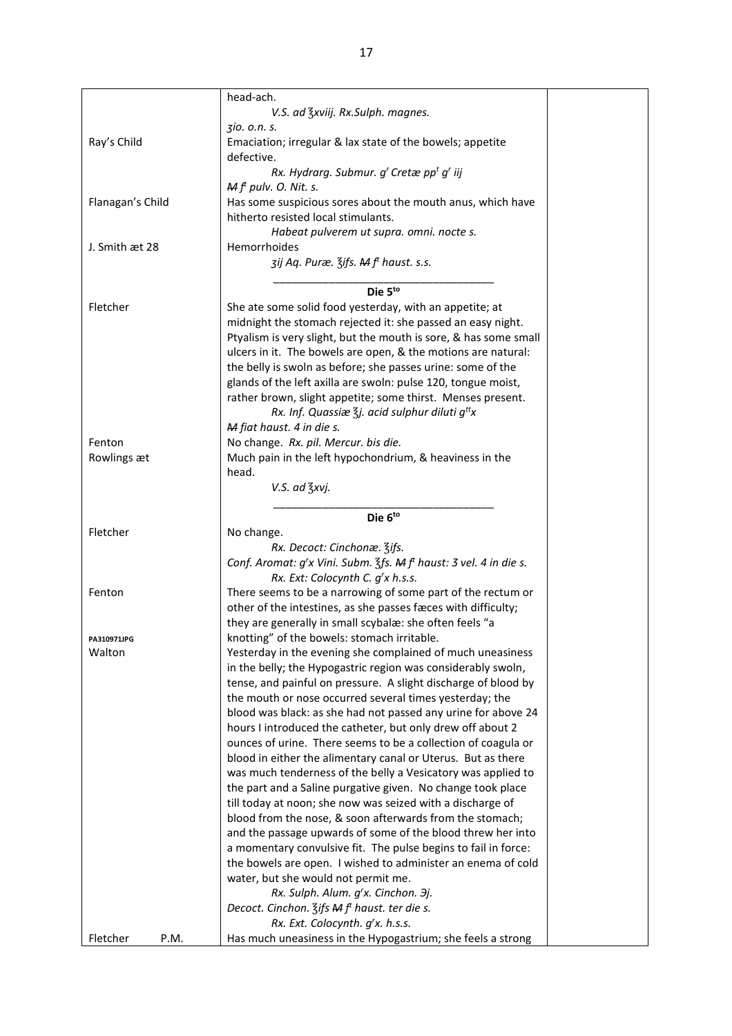| | | |
|---|---|---|
| | head-ach. | |
| | *V.S. ad ℥xviij. Rx.Sulph. magnes.* | |
| | *ʒio. o.n. s.* | |
| Ray's Child | Emaciation; irregular & lax state of the bowels; appetite defective. | |
| | *Rx. Hydrarg. Submur. gr Cretæ ppt gr iij* | |
| | *M ft pulv. O. Nit. s.* | |
| Flanagan's Child | Has some suspicious sores about the mouth anus, which have hitherto resisted local stimulants. | |
| | *Habeat pulverem ut supra. omni. nocte s.* | |
| J. Smith æt 28 | Hemorrhoides | |
| | *ʒij Aq. Puræ. ℥ifs. M ft haust. s.s.* | |
| | **Die 5to** | |
| Fletcher | She ate some solid food yesterday, with an appetite; at midnight the stomach rejected it: she passed an easy night. Ptyalism is very slight, but the mouth is sore, & has some small ulcers in it. The bowels are open, & the motions are natural: the belly is swoln as before; she passes urine: some of the glands of the left axilla are swoln: pulse 120, tongue moist, rather brown, slight appetite; some thirst. Menses present. | |
| | *Rx. Inf. Quassiæ ℥j. acid sulphur diluti gttx* | |
| | *M fiat haust. 4 in die s.* | |
| Fenton | No change. *Rx. pil. Mercur. bis die.* | |
| Rowlings æt | Much pain in the left hypochondrium, & heaviness in the head. | |
| | *V.S. ad ℥xvj.* | |
| | **Die 6to** | |
| Fletcher | No change. | |
| | *Rx. Decoct: Cinchonæ. ℥ifs.* | |
| | *Conf. Aromat: grx Vini. Subm. ℥fs. M ft haust: 3 vel. 4 in die s.* | |
| | *Rx. Ext: Colocynth C. grx h.s.s.* | |
| Fenton | There seems to be a narrowing of some part of the rectum or other of the intestines, as she passes fæces with difficulty; they are generally in small scybalæ: she often feels "a knotting" of the bowels: stomach irritable. | |
| PA310971JPG | | |
| Walton | Yesterday in the evening she complained of much uneasiness in the belly; the Hypogastric region was considerably swoln, tense, and painful on pressure. A slight discharge of blood by the mouth or nose occurred several times yesterday; the blood was black: as she had not passed any urine for above 24 hours I introduced the catheter, but only drew off about 2 ounces of urine. There seems to be a collection of coagula or blood in either the alimentary canal or Uterus. But as there was much tenderness of the belly a Vesicatory was applied to the part and a Saline purgative given. No change took place till today at noon; she now was seized with a discharge of blood from the nose, & soon afterwards from the stomach; and the passage upwards of some of the blood threw her into a momentary convulsive fit. The pulse begins to fail in force: the bowels are open. I wished to administer an enema of cold water, but she would not permit me. | |
| | *Rx. Sulph. Alum. grx. Cinchon. ℈j.* | |
| | *Decoct. Cinchon. ℥ifs M ft haust. ter die s.* | |
| | *Rx. Ext. Colocynth. grx. h.s.s.* | |
| Fletcher P.M. | Has much uneasiness in the Hypogastrium; she feels a strong | |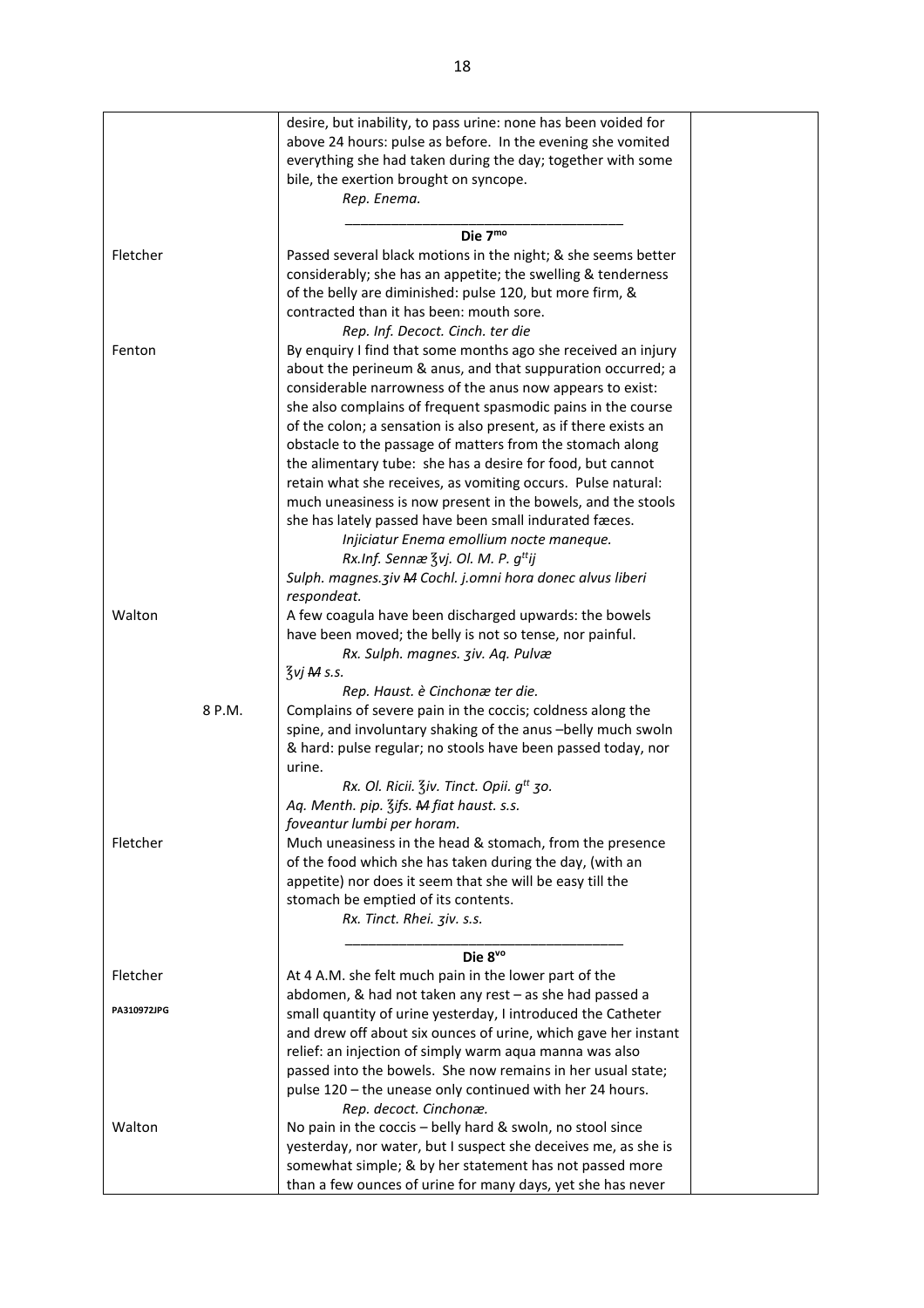| | | |
|---|---|---|
| | desire, but inability, to pass urine: none has been voided for above 24 hours: pulse as before. In the evening she vomited everything she had taken during the day; together with some bile, the exertion brought on syncope.<br>*Rep. Enema.* | |
| | **Die 7$^{mo}$** | |
| Fletcher | Passed several black motions in the night; & she seems better considerably; she has an appetite; the swelling & tenderness of the belly are diminished: pulse 120, but more firm, & contracted than it has been: mouth sore.<br>*Rep. Inf. Decoct. Cinch. ter die* | |
| Fenton | By enquiry I find that some months ago she received an injury about the perineum & anus, and that suppuration occurred; a considerable narrowness of the anus now appears to exist: she also complains of frequent spasmodic pains in the course of the colon; a sensation is also present, as if there exists an obstacle to the passage of matters from the stomach along the alimentary tube: she has a desire for food, but cannot retain what she receives, as vomiting occurs. Pulse natural: much uneasiness is now present in the bowels, and the stools she has lately passed have been small indurated fæces.<br>*Injiciatur Enema emollium nocte maneque.*<br>*Rx.Inf. Sennæ ℥vj. Ol. M. P. g$^{tt}$ij*<br>*Sulph. magnes.ʒiv ~~M~~ Cochl. j.omni hora donec alvus liberi respondeat.* | |
| Walton | A few coagula have been discharged upwards: the bowels have been moved; the belly is not so tense, nor painful.<br>*Rx. Sulph. magnes. ʒiv. Aq. Pulvæ*<br>*℥vj ~~M~~ s.s.*<br>*Rep. Haust. è Cinchonæ ter die.* | |
| 8 P.M. | Complains of severe pain in the coccis; coldness along the spine, and involuntary shaking of the anus –belly much swoln & hard: pulse regular; no stools have been passed today, nor urine.<br>*Rx. Ol. Ricii. ℥iv. Tinct. Opii. g$^{tt}$ ʒo.*<br>*Aq. Menth. pip. ℥ifs. ~~M~~ fiat haust. s.s.*<br>*foveantur lumbi per horam.* | |
| Fletcher | Much uneasiness in the head & stomach, from the presence of the food which she has taken during the day, (with an appetite) nor does it seem that she will be easy till the stomach be emptied of its contents.<br>*Rx. Tinct. Rhei. ʒiv. s.s.* | |
| | **Die 8$^{vo}$** | |
| Fletcher<br><br>PA310972JPG | At 4 A.M. she felt much pain in the lower part of the abdomen, & had not taken any rest – as she had passed a small quantity of urine yesterday, I introduced the Catheter and drew off about six ounces of urine, which gave her instant relief: an injection of simply warm aqua manna was also passed into the bowels. She now remains in her usual state; pulse 120 – the unease only continued with her 24 hours.<br>*Rep. decoct. Cinchonæ.* | |
| Walton | No pain in the coccis – belly hard & swoln, no stool since yesterday, nor water, but I suspect she deceives me, as she is somewhat simple; & by her statement has not passed more than a few ounces of urine for many days, yet she has never | |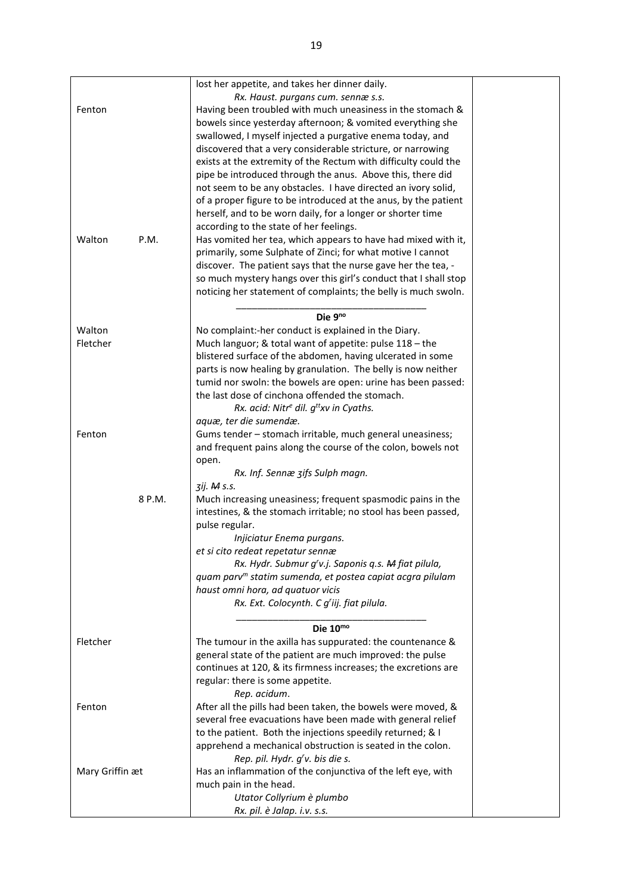| | | |
|---|---|---|
| | lost her appetite, and takes her dinner daily.<br>*Rx. Haust. purgans cum. sennæ s.s.* | |
| Fenton | Having been troubled with much uneasiness in the stomach & bowels since yesterday afternoon; & vomited everything she swallowed, I myself injected a purgative enema today, and discovered that a very considerable stricture, or narrowing exists at the extremity of the Rectum with difficulty could the pipe be introduced through the anus. Above this, there did not seem to be any obstacles. I have directed an ivory solid, of a proper figure to be introduced at the anus, by the patient herself, and to be worn daily, for a longer or shorter time according to the state of her feelings. | |
| Walton P.M. | Has vomited her tea, which appears to have had mixed with it, primarily, some Sulphate of Zinci; for what motive I cannot discover. The patient says that the nurse gave her the tea, - so much mystery hangs over this girl's conduct that I shall stop noticing her statement of complaints; the belly is much swoln. | |
| | **Die 9no** | |
| Walton | No complaint:-her conduct is explained in the Diary. | |
| Fletcher | Much languor; & total want of appetite: pulse 118 – the blistered surface of the abdomen, having ulcerated in some parts is now healing by granulation. The belly is now neither tumid nor swoln: the bowels are open: urine has been passed: the last dose of cinchona offended the stomach.<br>*Rx. acid: Nitre dil. gtt xv in Cyaths. aquæ, ter die sumendæ.* | |
| Fenton | Gums tender – stomach irritable, much general uneasiness; and frequent pains along the course of the colon, bowels not open.<br>*Rx. Inf. Sennæ ℥iſs Sulph magn. ℥ij. ~~M~~ s.s.* | |
| 8 P.M. | Much increasing uneasiness; frequent spasmodic pains in the intestines, & the stomach irritable; no stool has been passed, pulse regular.<br>*Injiciatur Enema purgans. et si cito redeat repetatur sennæ*<br>*Rx. Hydr. Submur gr v.j. Saponis q.s. ~~M~~ fiat pilula, quam parvm statim sumenda, et postea capiat acgra pilulam haust omni hora, ad quatuor vicis*<br>*Rx. Ext. Colocynth. C gr iij. fiat pilula.* | |
| | **Die 10mo** | |
| Fletcher | The tumour in the axilla has suppurated: the countenance & general state of the patient are much improved: the pulse continues at 120, & its firmness increases; the excretions are regular: there is some appetite.<br>*Rep. acidum*. | |
| Fenton | After all the pills had been taken, the bowels were moved, & several free evacuations have been made with general relief to the patient. Both the injections speedily returned; & I apprehend a mechanical obstruction is seated in the colon.<br>*Rep. pil. Hydr. gr v. bis die s.* | |
| Mary Griffin æt | Has an inflammation of the conjunctiva of the left eye, with much pain in the head.<br>*Utator Collyrium è plumbo*<br>*Rx. pil. è Jalap. i.v. s.s.* | |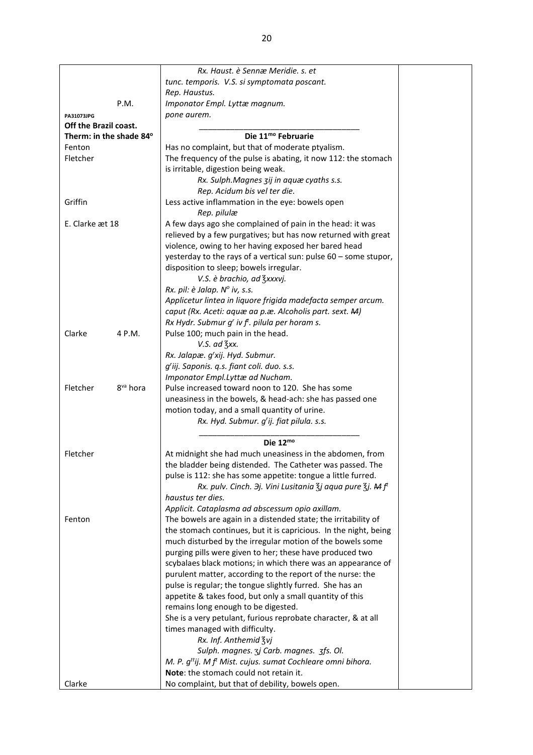| | | |
|---|---|---|
| | *Rx. Haust. è Sennæ Meridie. s. et* | |
| | *tunc. temporis. V.S. si symptomata poscant.* | |
| | *Rep. Haustus.* | |
| P.M. | *Imponator Empl. Lyttæ magnum.* | |
| PA31073JPG | *pone aurem.* | |
| **Off the Brazil coast.** | | |
| **Therm: in the shade 84°** | **Die 11<sup>mo</sup> Februarie** | |
| Fenton | Has no complaint, but that of moderate ptyalism. | |
| Fletcher | The frequency of the pulse is abating, it now 112: the stomach is irritable, digestion being weak. | |
| | *Rx. Sulph.Magnes ʒij in aquæ cyaths s.s.* | |
| | *Rep. Acidum bis vel ter die.* | |
| Griffin | Less active inflammation in the eye: bowels open | |
| | *Rep. pilulæ* | |
| E. Clarke æt 18 | A few days ago she complained of pain in the head: it was relieved by a few purgatives; but has now returned with great violence, owing to her having exposed her bared head yesterday to the rays of a vertical sun: pulse 60 – some stupor, disposition to sleep; bowels irregular. | |
| | *V.S. è brachio, ad ℥xxxvj.* | |
| | *Rx. pil: è Jalap. N° iv, s.s.* | |
| | *Applicetur lintea in liquore frigida madefacta semper arcum.* | |
| | *caput (Rx. Aceti: aquæ aa p.æ. Alcoholis part. sext. ~~M~~)* | |
| | *Rx Hydr. Submur gʳ iv fᵗ. pilula per horam s.* | |
| Clarke 4 P.M. | Pulse 100; much pain in the head. | |
| | *V.S. ad ℥xx.* | |
| | *Rx. Jalapæ. gʳxij. Hyd. Submur.* | |
| | *gʳiij. Saponis. q.s. fiant coli. duo. s.s.* | |
| | *Imponator Empl.Lyttæ ad Nucham.* | |
| Fletcher 8<sup>va</sup> hora | Pulse increased toward noon to 120. She has some uneasiness in the bowels, & head-ach: she has passed one motion today, and a small quantity of urine. | |
| | *Rx. Hyd. Submur. gʳij. fiat pilula. s.s.* | |
| | **Die 12<sup>mo</sup>** | |
| Fletcher | At midnight she had much uneasiness in the abdomen, from the bladder being distended. The Catheter was passed. The pulse is 112: she has some appetite: tongue a little furred. | |
| | *Rx. pulv. Cinch. ∋j. Vini Lusitania ℥j aqua pure ℥j. ~~M~~ fᵗ haustus ter dies.* | |
| | *Applicit. Cataplasma ad abscessum opio axillam.* | |
| Fenton | The bowels are again in a distended state; the irritability of the stomach continues, but it is capricious. In the night, being much disturbed by the irregular motion of the bowels some purging pills were given to her; these have produced two scybalaes black motions; in which there was an appearance of purulent matter, according to the report of the nurse: the pulse is regular; the tongue slightly furred. She has an appetite & takes food, but only a small quantity of this remains long enough to be digested. | |
| | She is a very petulant, furious reprobate character, & at all times managed with difficulty. | |
| | *Rx. Inf. Anthemid ℥vj* | |
| | *Sulph. magnes. ʒj Carb. magnes. ʒfs. Ol.* | |
| | *M. P. gᵗᵗij. M fᵗ Mist. cujus. sumat Cochleare omni bihora.* | |
| | **Note**: the stomach could not retain it. | |
| Clarke | No complaint, but that of debility, bowels open. | |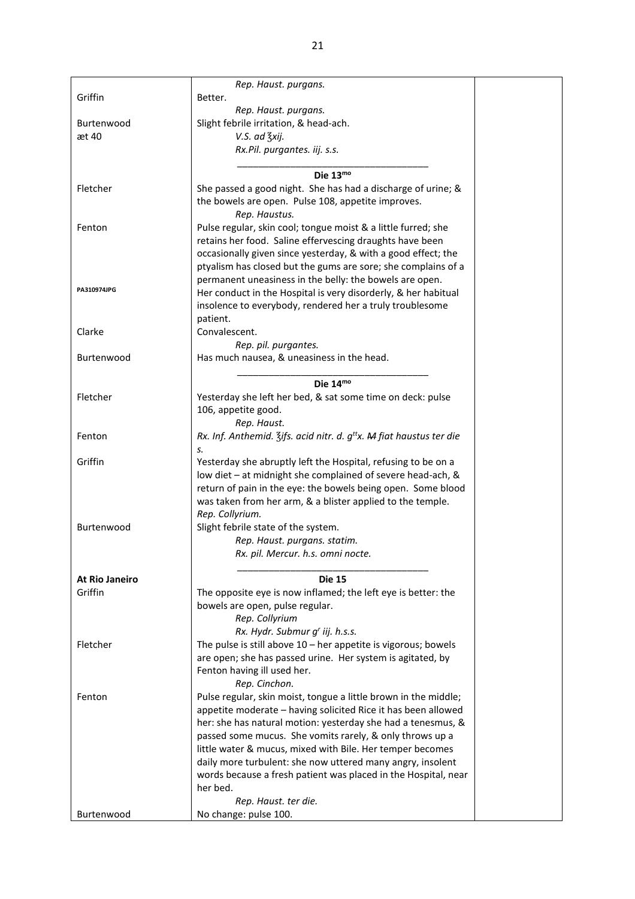| | | |
|---|---|---|
| | *Rep. Haust. purgans.* | |
| Griffin | Better. | |
| | *Rep. Haust. purgans.* | |
| Burtenwood | Slight febrile irritation, & head-ach. | |
| æt 40 | *V.S. ad ℥xij.* | |
| | *Rx.Pil. purgantes. iij. s.s.* | |
| | **Die 13mo** | |
| Fletcher | She passed a good night. She has had a discharge of urine; & the bowels are open. Pulse 108, appetite improves. | |
| | *Rep. Haustus.* | |
| Fenton | Pulse regular, skin cool; tongue moist & a little furred; she retains her food. Saline effervescing draughts have been occasionally given since yesterday, & with a good effect; the ptyalism has closed but the gums are sore; she complains of a permanent uneasiness in the belly: the bowels are open. | |
| PA310974JPG | Her conduct in the Hospital is very disorderly, & her habitual insolence to everybody, rendered her a truly troublesome patient. | |
| Clarke | Convalescent. | |
| | *Rep. pil. purgantes.* | |
| Burtenwood | Has much nausea, & uneasiness in the head. | |
| | **Die 14mo** | |
| Fletcher | Yesterday she left her bed, & sat some time on deck: pulse 106, appetite good. | |
| | *Rep. Haust.* | |
| Fenton | *Rx. Inf. Anthemid. ℥ifs. acid nitr. d. gttx. ~~M~~ fiat haustus ter die s.* | |
| Griffin | Yesterday she abruptly left the Hospital, refusing to be on a low diet – at midnight she complained of severe head-ach, & return of pain in the eye: the bowels being open. Some blood was taken from her arm, & a blister applied to the temple. | |
| | *Rep. Collyrium.* | |
| Burtenwood | Slight febrile state of the system. | |
| | *Rep. Haust. purgans. statim.* | |
| | *Rx. pil. Mercur. h.s. omni nocte.* | |
| **At Rio Janeiro** | **Die 15** | |
| Griffin | The opposite eye is now inflamed; the left eye is better: the bowels are open, pulse regular. | |
| | *Rep. Collyrium* | |
| | *Rx. Hydr. Submur gr iij. h.s.s.* | |
| Fletcher | The pulse is still above 10 – her appetite is vigorous; bowels are open; she has passed urine. Her system is agitated, by Fenton having ill used her. | |
| | *Rep. Cinchon.* | |
| Fenton | Pulse regular, skin moist, tongue a little brown in the middle; appetite moderate – having solicited Rice it has been allowed her: she has natural motion: yesterday she had a tenesmus, & passed some mucus. She vomits rarely, & only throws up a little water & mucus, mixed with Bile. Her temper becomes daily more turbulent: she now uttered many angry, insolent words because a fresh patient was placed in the Hospital, near her bed. | |
| | *Rep. Haust. ter die.* | |
| Burtenwood | No change: pulse 100. | |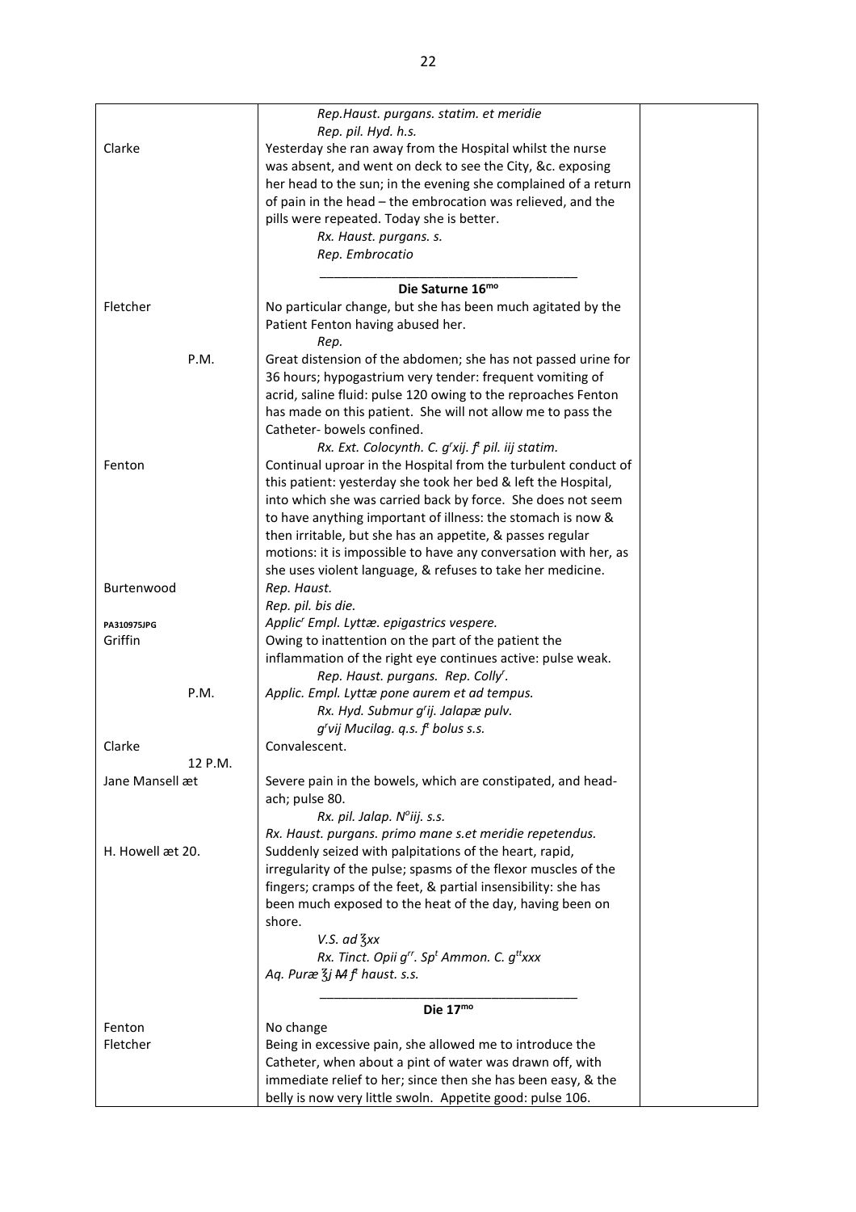| | | |
|---|---|---|
| | *Rep.Haust. purgans. statim. et meridie* | |
| | *Rep. pil. Hyd. h.s.* | |
| Clarke | Yesterday she ran away from the Hospital whilst the nurse was absent, and went on deck to see the City, &c. exposing her head to the sun; in the evening she complained of a return of pain in the head – the embrocation was relieved, and the pills were repeated. Today she is better. | |
| | *Rx. Haust. purgans. s.* | |
| | *Rep. Embrocatio* | |
| | **Die Saturne 16$^{mo}$** | |
| Fletcher | No particular change, but she has been much agitated by the Patient Fenton having abused her. | |
| | *Rep.* | |
| P.M. | Great distension of the abdomen; she has not passed urine for 36 hours; hypogastrium very tender: frequent vomiting of acrid, saline fluid: pulse 120 owing to the reproaches Fenton has made on this patient. She will not allow me to pass the Catheter- bowels confined. | |
| | *Rx. Ext. Colocynth. C. g$^r$xij. f$^t$ pil. iij statim.* | |
| Fenton | Continual uproar in the Hospital from the turbulent conduct of this patient: yesterday she took her bed & left the Hospital, into which she was carried back by force. She does not seem to have anything important of illness: the stomach is now & then irritable, but she has an appetite, & passes regular motions: it is impossible to have any conversation with her, as she uses violent language, & refuses to take her medicine. | |
| Burtenwood | *Rep. Haust.* | |
| | *Rep. pil. bis die.* | |
| PA310975JPG | *Applic$^r$ Empl. Lyttæ. epigastrics vespere.* | |
| Griffin | Owing to inattention on the part of the patient the inflammation of the right eye continues active: pulse weak. | |
| | *Rep. Haust. purgans. Rep. Colly$^r$.* | |
| P.M. | *Applic. Empl. Lyttæ pone aurem et ad tempus.* | |
| | *Rx. Hyd. Submur g$^r$ij. Jalapæ pulv.* | |
| | *g$^r$vij Mucilag. q.s. f$^t$ bolus s.s.* | |
| Clarke | Convalescent. | |
| 12 P.M. | | |
| Jane Mansell æt | Severe pain in the bowels, which are constipated, and head-ach; pulse 80. | |
| | *Rx. pil. Jalap. N$^o$iij. s.s.* | |
| | *Rx. Haust. purgans. primo mane s.et meridie repetendus.* | |
| H. Howell æt 20. | Suddenly seized with palpitations of the heart, rapid, irregularity of the pulse; spasms of the flexor muscles of the fingers; cramps of the feet, & partial insensibility: she has been much exposed to the heat of the day, having been on shore. | |
| | *V.S. ad ℥xx* | |
| | *Rx. Tinct. Opii g$^{rr}$. Sp$^t$ Ammon. C. g$^{tt}$xxx* | |
| | *Aq. Puræ ℥j ~~M~~ f$^t$ haust. s.s.* | |
| | **Die 17$^{mo}$** | |
| Fenton | No change | |
| Fletcher | Being in excessive pain, she allowed me to introduce the Catheter, when about a pint of water was drawn off, with immediate relief to her; since then she has been easy, & the belly is now very little swoln. Appetite good: pulse 106. | |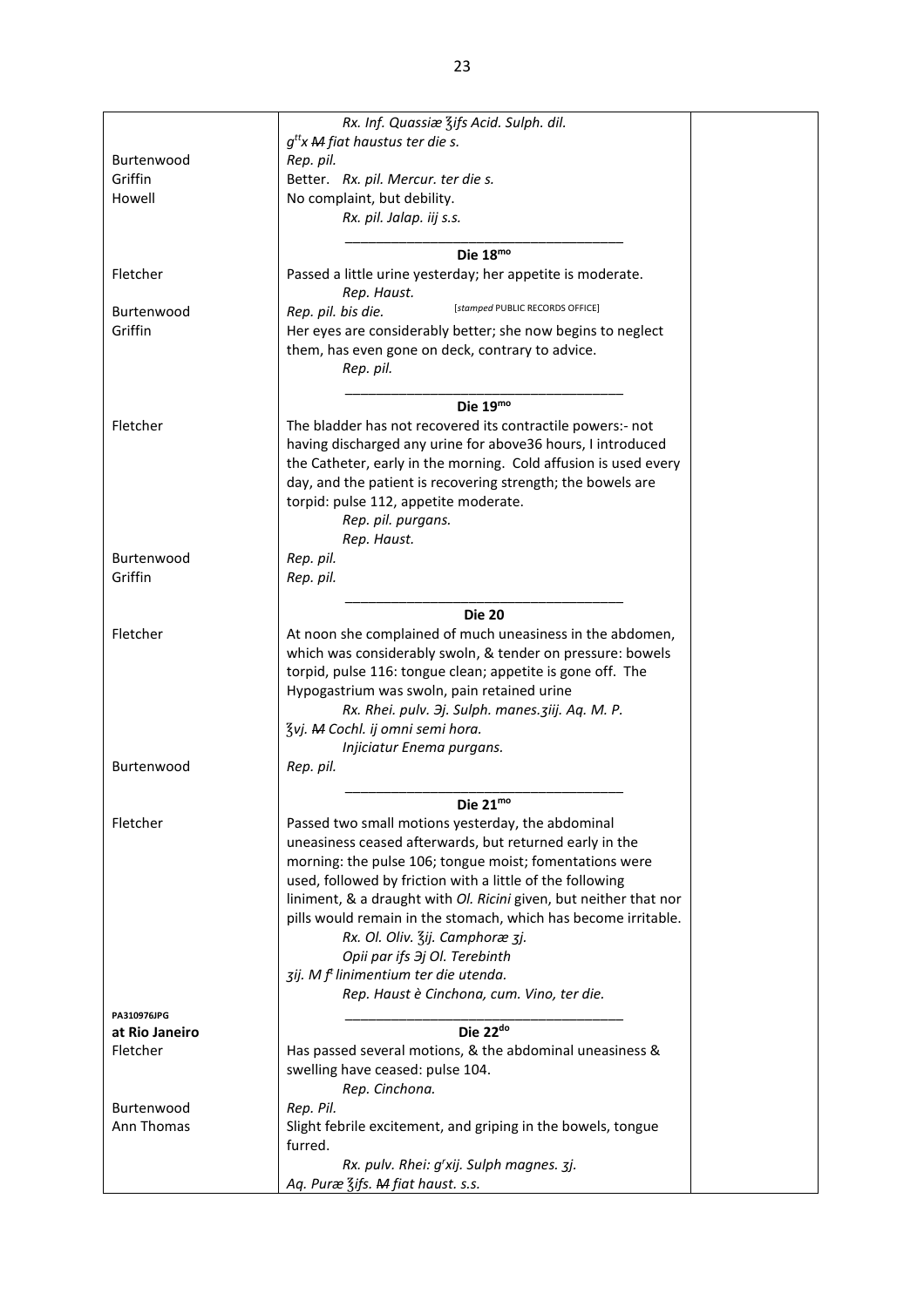| | | |
|---|---|---|
| | *Rx. Inf. Quassiæ ℥ifs Acid. Sulph. dil.* | |
| | *g<sup>tt</sup>x ~~M~~ fiat haustus ter die s.* | |
| Burtenwood | *Rep. pil.* | |
| Griffin | Better. *Rx. pil. Mercur. ter die s.* | |
| Howell | No complaint, but debility. | |
| | *Rx. pil. Jalap. iij s.s.* | |
| | **Die 18<sup>mo</sup>** | |
| Fletcher | Passed a little urine yesterday; her appetite is moderate. | |
| | *Rep. Haust.* | |
| Burtenwood | *Rep. pil. bis die.* [*stamped* PUBLIC RECORDS OFFICE] | |
| Griffin | Her eyes are considerably better; she now begins to neglect them, has even gone on deck, contrary to advice. | |
| | *Rep. pil.* | |
| | **Die 19<sup>mo</sup>** | |
| Fletcher | The bladder has not recovered its contractile powers:- not having discharged any urine for above36 hours, I introduced the Catheter, early in the morning. Cold affusion is used every day, and the patient is recovering strength; the bowels are torpid: pulse 112, appetite moderate. | |
| | *Rep. pil. purgans.* | |
| | *Rep. Haust.* | |
| Burtenwood | *Rep. pil.* | |
| Griffin | *Rep. pil.* | |
| | **Die 20** | |
| Fletcher | At noon she complained of much uneasiness in the abdomen, which was considerably swoln, & tender on pressure: bowels torpid, pulse 116: tongue clean; appetite is gone off. The Hypogastrium was swoln, pain retained urine | |
| | *Rx. Rhei. pulv. ℈j. Sulph. manes.ʒiij. Aq. M. P.* | |
| | *℥vj. ~~M~~ Cochl. ij omni semi hora.* | |
| | *Injiciatur Enema purgans.* | |
| Burtenwood | *Rep. pil.* | |
| | **Die 21<sup>mo</sup>** | |
| Fletcher | Passed two small motions yesterday, the abdominal uneasiness ceased afterwards, but returned early in the morning: the pulse 106; tongue moist; fomentations were used, followed by friction with a little of the following liniment, & a draught with *Ol. Ricini* given, but neither that nor pills would remain in the stomach, which has become irritable. | |
| | *Rx. Ol. Oliv. ℥ij. Camphoræ ʒj.* | |
| | *Opii par ifs ℈j Ol. Terebinth* | |
| | *ʒij. M f<sup>t</sup> linimentium ter die utenda.* | |
| | *Rep. Haust è Cinchona, cum. Vino, ter die.* | |
| PA310976JPG | | |
| **at Rio Janeiro** | **Die 22<sup>do</sup>** | |
| Fletcher | Has passed several motions, & the abdominal uneasiness & swelling have ceased: pulse 104. | |
| | *Rep. Cinchona.* | |
| Burtenwood | *Rep. Pil.* | |
| Ann Thomas | Slight febrile excitement, and griping in the bowels, tongue furred. | |
| | *Rx. pulv. Rhei: g<sup>r</sup>xij. Sulph magnes. ʒj.* | |
| | *Aq. Puræ ℥ifs. ~~M~~ fiat haust. s.s.* | |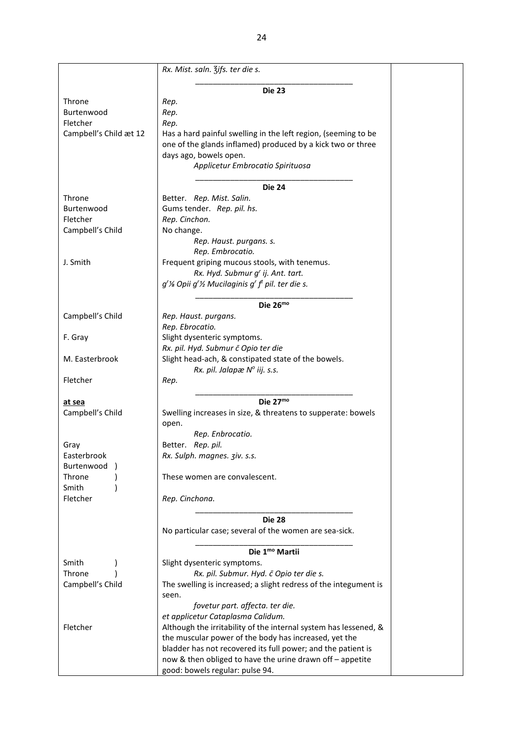| | | |
|---|---|---|
| | *Rx. Mist. saln. ℥ifs. ter die s.* | |
| | **Die 23** | |
| Throne | *Rep.* | |
| Burtenwood | *Rep.* | |
| Fletcher | *Rep.* | |
| Campbell's Child æt 12 | Has a hard painful swelling in the left region, (seeming to be one of the glands inflamed) produced by a kick two or three days ago, bowels open. *Applicetur Embrocatio Spirituosa* | |
| | **Die 24** | |
| Throne | Better. *Rep. Mist. Salin.* | |
| Burtenwood | Gums tender. *Rep. pil. hs.* | |
| Fletcher | *Rep. Cinchon.* | |
| Campbell's Child | No change. *Rep. Haust. purgans. s.* *Rep. Embrocatio.* | |
| J. Smith | Frequent griping mucous stools, with tenemus. *Rx. Hyd. Submur gr ij. Ant. tart. gr ⅛ Opii gr ½ Mucilaginis gr ft pil. ter die s.* | |
| | **Die 26mo** | |
| Campbell's Child | *Rep. Haust. purgans.* *Rep. Ebrocatio.* | |
| F. Gray | Slight dysenteric symptoms. *Rx. pil. Hyd. Submur c̄ Opio ter die* | |
| M. Easterbrook | Slight head-ach, & constipated state of the bowels. *Rx. pil. Jalapæ No iij. s.s.* | |
| Fletcher | *Rep.* | |
| **at sea** | **Die 27mo** | |
| Campbell's Child | Swelling increases in size, & threatens to supperate: bowels open. *Rep. Enbrocatio.* | |
| Gray | Better. *Rep. pil.* | |
| Easterbrook | *Rx. Sulph. magnes. ʒiv. s.s.* | |
| Burtenwood ) Throne ) Smith ) | These women are convalescent. | |
| Fletcher | *Rep. Cinchona.* | |
| | **Die 28** | |
| | No particular case; several of the women are sea-sick. | |
| | **Die 1mo Martii** | |
| Smith ) Throne ) | Slight dysenteric symptoms. *Rx. pil. Submur. Hyd. c̄ Opio ter die s.* | |
| Campbell's Child | The swelling is increased; a slight redress of the integument is seen. *fovetur part. affecta. ter die. et applicetur Cataplasma Calidum.* | |
| Fletcher | Although the irritability of the internal system has lessened, & the muscular power of the body has increased, yet the bladder has not recovered its full power; and the patient is now & then obliged to have the urine drawn off – appetite good: bowels regular: pulse 94. | |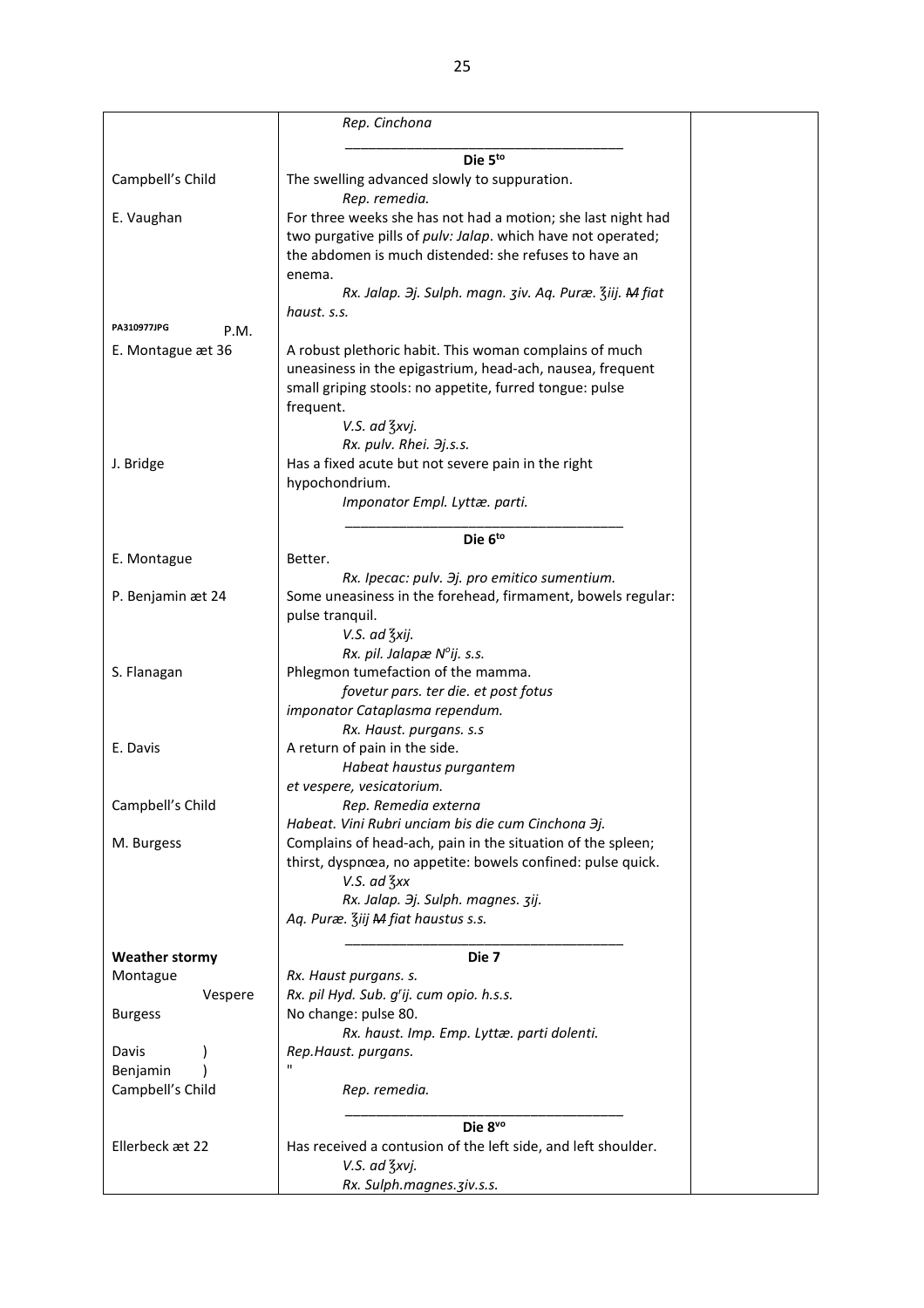| | | |
|---|---|---|
| | *Rep. Cinchona* | |
| | **Die 5to** | |
| Campbell's Child | The swelling advanced slowly to suppuration.<br>*Rep. remedia.* | |
| E. Vaughan | For three weeks she has not had a motion; she last night had two purgative pills of *pulv: Jalap*. which have not operated; the abdomen is much distended: she refuses to have an enema.<br>*Rx. Jalap. Ɔj. Sulph. magn. ʒiv. Aq. Puræ. ℥iij. M fiat haust. s.s.* | |
| PA310977JPG P.M. | | |
| E. Montague æt 36 | A robust plethoric habit. This woman complains of much uneasiness in the epigastrium, head-ach, nausea, frequent small griping stools: no appetite, furred tongue: pulse frequent.<br>*V.S. ad ℥xvj.*<br>*Rx. pulv. Rhei. Ɔj.s.s.* | |
| J. Bridge | Has a fixed acute but not severe pain in the right hypochondrium.<br>*Imponator Empl. Lyttæ. parti.* | |
| | **Die 6to** | |
| E. Montague | Better.<br>*Rx. Ipecac: pulv. Ɔj. pro emitico sumentium.* | |
| P. Benjamin æt 24 | Some uneasiness in the forehead, firmament, bowels regular: pulse tranquil.<br>*V.S. ad ℥xij.*<br>*Rx. pil. Jalapæ N°ij. s.s.* | |
| S. Flanagan | Phlegmon tumefaction of the mamma.<br>*fovetur pars. ter die. et post fotus imponator Cataplasma rependum.*<br>*Rx. Haust. purgans. s.s* | |
| E. Davis | A return of pain in the side.<br>*Habeat haustus purgantem et vespere, vesicatorium.* | |
| Campbell's Child | *Rep. Remedia externa*<br>*Habeat. Vini Rubri unciam bis die cum Cinchona Ɔj.* | |
| M. Burgess | Complains of head-ach, pain in the situation of the spleen; thirst, dyspnœa, no appetite: bowels confined: pulse quick.<br>*V.S. ad ℥xx*<br>*Rx. Jalap. Ɔj. Sulph. magnes. ʒij.*<br>*Aq. Puræ. ℥iij M fiat haustus s.s.* | |
| **Weather stormy** | **Die 7** | |
| Montague | *Rx. Haust purgans. s.* | |
| Vespere | *Rx. pil Hyd. Sub. grij. cum opio. h.s.s.* | |
| Burgess | No change: pulse 80.<br>*Rx. haust. Imp. Emp. Lyttæ. parti dolenti.* | |
| Davis ) | *Rep.Haust. purgans.* | |
| Benjamin ) | " | |
| Campbell's Child | *Rep. remedia.* | |
| | **Die 8vo** | |
| Ellerbeck æt 22 | Has received a contusion of the left side, and left shoulder.<br>*V.S. ad ℥xvj.*<br>*Rx. Sulph.magnes.ʒiv.s.s.* | |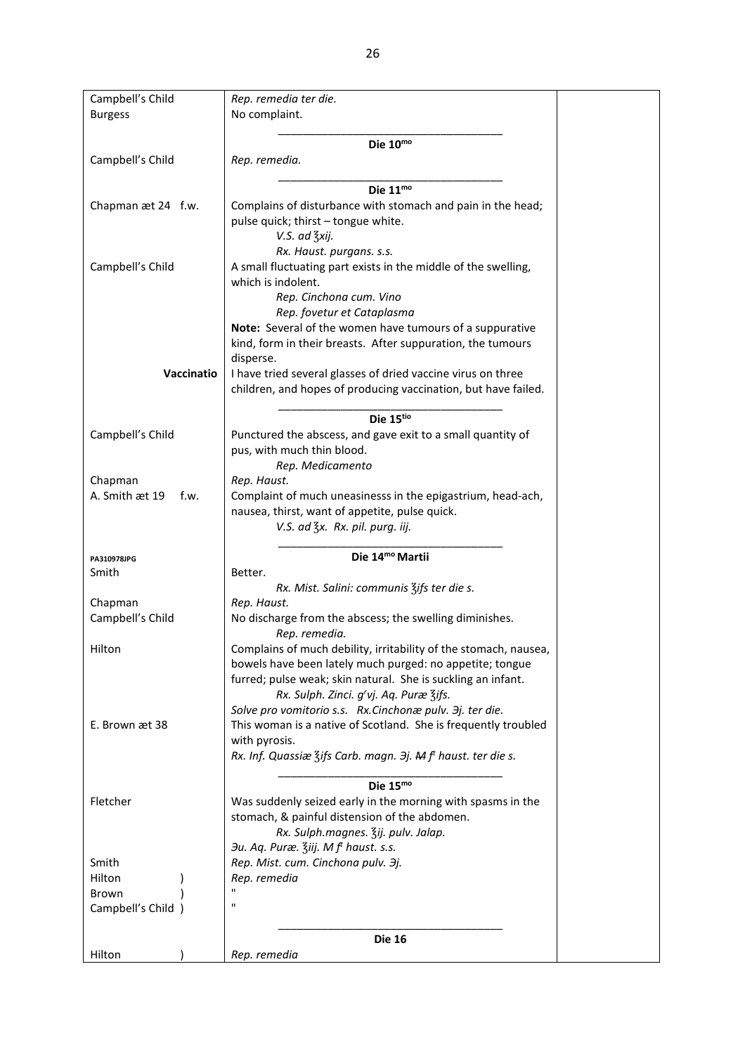| | | |
|---|---|---|
| Campbell's Child | *Rep. remedia ter die.* | |
| Burgess | No complaint. | |
| | **Die 10$^{mo}$** | |
| Campbell's Child | *Rep. remedia.* | |
| | **Die 11$^{mo}$** | |
| Chapman æt 24 f.w. | Complains of disturbance with stomach and pain in the head; pulse quick; thirst – tongue white.<br>*V.S. ad ℥xij.*<br>*Rx. Haust. purgans. s.s.* | |
| Campbell's Child | A small fluctuating part exists in the middle of the swelling, which is indolent.<br>*Rep. Cinchona cum. Vino*<br>*Rep. fovetur et Cataplasma*<br>**Note:** Several of the women have tumours of a suppurative kind, form in their breasts. After suppuration, the tumours disperse. | |
| **Vaccinatio** | I have tried several glasses of dried vaccine virus on three children, and hopes of producing vaccination, but have failed. | |
| | **Die 15$^{tio}$** | |
| Campbell's Child | Punctured the abscess, and gave exit to a small quantity of pus, with much thin blood.<br>*Rep. Medicamento* | |
| Chapman | *Rep. Haust.* | |
| A. Smith æt 19 f.w. | Complaint of much uneasinesss in the epigastrium, head-ach, nausea, thirst, want of appetite, pulse quick.<br>*V.S. ad ℥x. Rx. pil. purg. iij.* | |
| PA310978JPG | **Die 14$^{mo}$ Martii** | |
| Smith | Better.<br>*Rx. Mist. Salini: communis ℥ifs ter die s.* | |
| Chapman | *Rep. Haust.* | |
| Campbell's Child | No discharge from the abscess; the swelling diminishes.<br>*Rep. remedia.* | |
| Hilton | Complains of much debility, irritability of the stomach, nausea, bowels have been lately much purged: no appetite; tongue furred; pulse weak; skin natural. She is suckling an infant.<br>*Rx. Sulph. Zinci. g$^r$vj. Aq. Puræ ℥ifs.*<br>*Solve pro vomitorio s.s. Rx.Cinchonæ pulv. Эj. ter die.* | |
| E. Brown æt 38 | This woman is a native of Scotland. She is frequently troubled with pyrosis.<br>*Rx. Inf. Quassiæ ℥ifs Carb. magn. Эj. ~~M~~ f$^t$ haust. ter die s.* | |
| | **Die 15$^{mo}$** | |
| Fletcher | Was suddenly seized early in the morning with spasms in the stomach, & painful distension of the abdomen.<br>*Rx. Sulph.magnes. ℥ij. pulv. Jalap.*<br>*Эu. Aq. Puræ. ℥iij. M f$^t$ haust. s.s.* | |
| Smith | *Rep. Mist. cum. Cinchona pulv. Эj.* | |
| Hilton ) | *Rep. remedia* | |
| Brown ) | " | |
| Campbell's Child ) | " | |
| | **Die 16** | |
| Hilton ) | *Rep. remedia* | |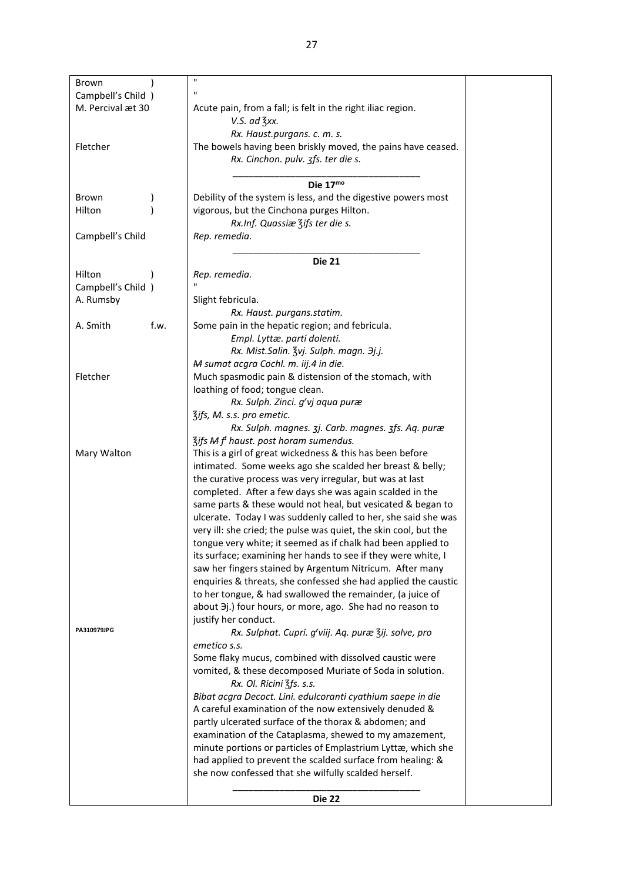| | | |
|---|---|---|
| Brown )<br>Campbell's Child ) | "<br>" | |
| M. Percival æt 30 | Acute pain, from a fall; is felt in the right iliac region.<br>*V.S. ad ℥xx.*<br>*Rx. Haust.purgans. c. m. s.* | |
| Fletcher | The bowels having been briskly moved, the pains have ceased.<br>*Rx. Cinchon. pulv. ʒfs. ter die s.* | |
| | **Die 17mo** | |
| Brown )<br>Hilton ) | Debility of the system is less, and the digestive powers most vigorous, but the Cinchona purges Hilton.<br>*Rx.Inf. Quassiæ ℥ifs ter die s.* | |
| Campbell's Child | *Rep. remedia.* | |
| | **Die 21** | |
| Hilton )<br>Campbell's Child ) | *Rep. remedia.*<br>" | |
| A. Rumsby | Slight febricula.<br>*Rx. Haust. purgans.statim.* | |
| A. Smith f.w. | Some pain in the hepatic region; and febricula.<br>*Empl. Lyttæ. parti dolenti.*<br>*Rx. Mist.Salin. ℥vj. Sulph. magn. ℈j.j.*<br>*~~M~~ sumat acgra Cochl. m. iij.4 in die.* | |
| Fletcher | Much spasmodic pain & distension of the stomach, with loathing of food; tongue clean.<br>*Rx. Sulph. Zinci. gr vj aqua puræ*<br>*℥ifs, ~~M~~. s.s. pro emetic.*<br>*Rx. Sulph. magnes. ʒj. Carb. magnes. ʒfs. Aq. puræ*<br>*℥ifs ~~M~~ ft haust. post horam sumendus.* | |
| Mary Walton<br><br>PA310979JPG | This is a girl of great wickedness & this has been before intimated. Some weeks ago she scalded her breast & belly; the curative process was very irregular, but was at last completed. After a few days she was again scalded in the same parts & these would not heal, but vesicated & began to ulcerate. Today I was suddenly called to her, she said she was very ill: she cried; the pulse was quiet, the skin cool, but the tongue very white; it seemed as if chalk had been applied to its surface; examining her hands to see if they were white, I saw her fingers stained by Argentum Nitricum. After many enquiries & threats, she confessed she had applied the caustic to her tongue, & had swallowed the remainder, (a juice of about ℈j.) four hours, or more, ago. She had no reason to justify her conduct.<br>*Rx. Sulphat. Cupri. gr viij. Aq. puræ ℥ij. solve, pro emetico s.s.*<br>Some flaky mucus, combined with dissolved caustic were vomited, & these decomposed Muriate of Soda in solution.<br>*Rx. Ol. Ricini ℥fs. s.s.*<br>*Bibat acgra Decoct. Lini. edulcoranti cyathium saepe in die*<br>A careful examination of the now extensively denuded & partly ulcerated surface of the thorax & abdomen; and examination of the Cataplasma, shewed to my amazement, minute portions or particles of Emplastrium Lyttæ, which she had applied to prevent the scalded surface from healing: & she now confessed that she wilfully scalded herself. | |
| | **Die 22** | |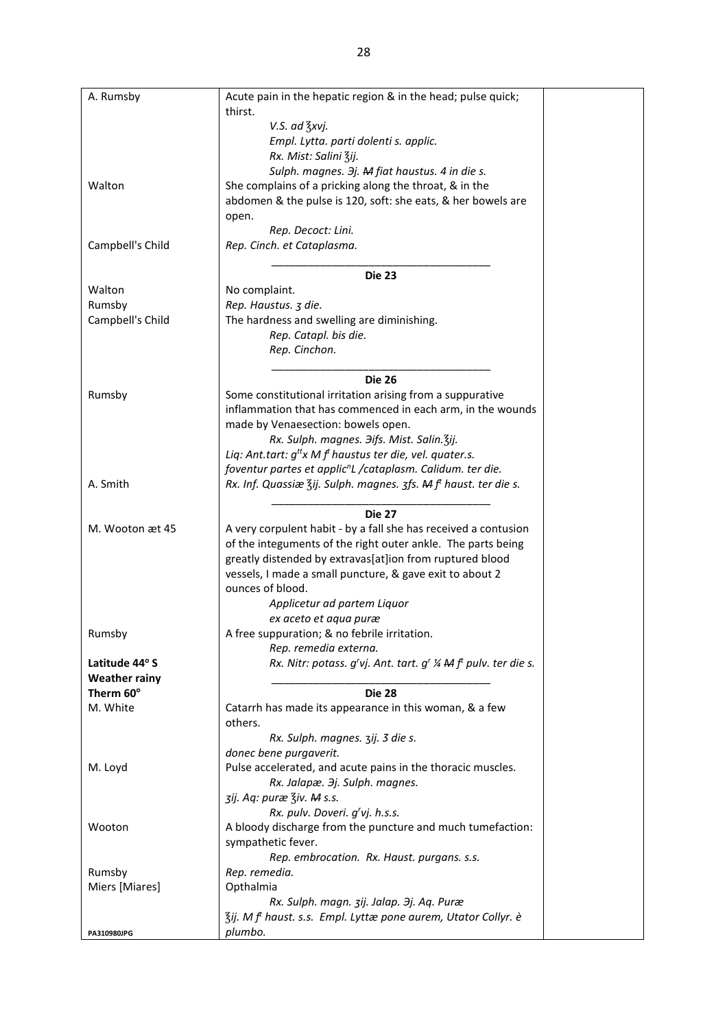| | | |
|---|---|---|
| A. Rumsby | Acute pain in the hepatic region & in the head; pulse quick; thirst.<br>*V.S. ad ℥xvj.*<br>*Empl. Lytta. parti dolenti s. applic.*<br>*Rx. Mist: Salini ℥ij.*<br>*Sulph. magnes. ℈j. ~~M~~ fiat haustus. 4 in die s.* | |
| Walton | She complains of a pricking along the throat, & in the abdomen & the pulse is 120, soft: she eats, & her bowels are open.<br>*Rep. Decoct: Lini.* | |
| Campbell's Child | *Rep. Cinch. et Cataplasma.* | |
| | **Die 23** | |
| Walton | No complaint. | |
| Rumsby | *Rep. Haustus. ʒ die.* | |
| Campbell's Child | The hardness and swelling are diminishing.<br>*Rep. Catapl. bis die.*<br>*Rep. Cinchon.* | |
| | **Die 26** | |
| Rumsby | Some constitutional irritation arising from a suppurative inflammation that has commenced in each arm, in the wounds made by Venaesection: bowels open.<br>*Rx. Sulph. magnes. ℈ifs. Mist. Salin.℥ij.*<br>*Liq: Ant.tart: g^tt^x M f^t haustus ter die, vel. quater.s.*<br>*foventur partes et applic^n^L /cataplasm. Calidum. ter die.* | |
| A. Smith | *Rx. Inf. Quassiæ ℥ij. Sulph. magnes. ʒfs. ~~M~~ f^t haust. ter die s.* | |
| | **Die 27** | |
| M. Wooton æt 45 | A very corpulent habit - by a fall she has received a contusion of the integuments of the right outer ankle. The parts being greatly distended by extravas[at]ion from ruptured blood vessels, I made a small puncture, & gave exit to about 2 ounces of blood.<br>*Applicetur ad partem Liquor*<br>*ex aceto et aqua puræ* | |
| Rumsby | A free suppuration; & no febrile irritation.<br>*Rep. remedia externa.* | |
| **Latitude 44° S**<br>**Weather rainy**<br>**Therm 60°** | *Rx. Nitr: potass. g^r^vj. Ant. tart. g^r^ ¼ ~~M~~ f^t pulv. ter die s.* | |
| | **Die 28** | |
| M. White | Catarrh has made its appearance in this woman, & a few others.<br>*Rx. Sulph. magnes. ʒij. 3 die s.*<br>*donec bene purgaverit.* | |
| M. Loyd | Pulse accelerated, and acute pains in the thoracic muscles.<br>*Rx. Jalapæ. ℈j. Sulph. magnes.*<br>*ʒij. Aq: puræ ℥iv. ~~M~~ s.s.*<br>*Rx. pulv. Doveri. g^r^vj. h.s.s.* | |
| Wooton | A bloody discharge from the puncture and much tumefaction: sympathetic fever.<br>*Rep. embrocation. Rx. Haust. purgans. s.s.* | |
| Rumsby | *Rep. remedia.* | |
| Miers [Miares] | Opthalmia<br>*Rx. Sulph. magn. ʒij. Jalap. ℈j. Aq. Puræ*<br>*℥ij. M f^t haust. s.s. Empl. Lyttæ pone aurem, Utator Collyr. è plumbo.* | |

PA310980JPG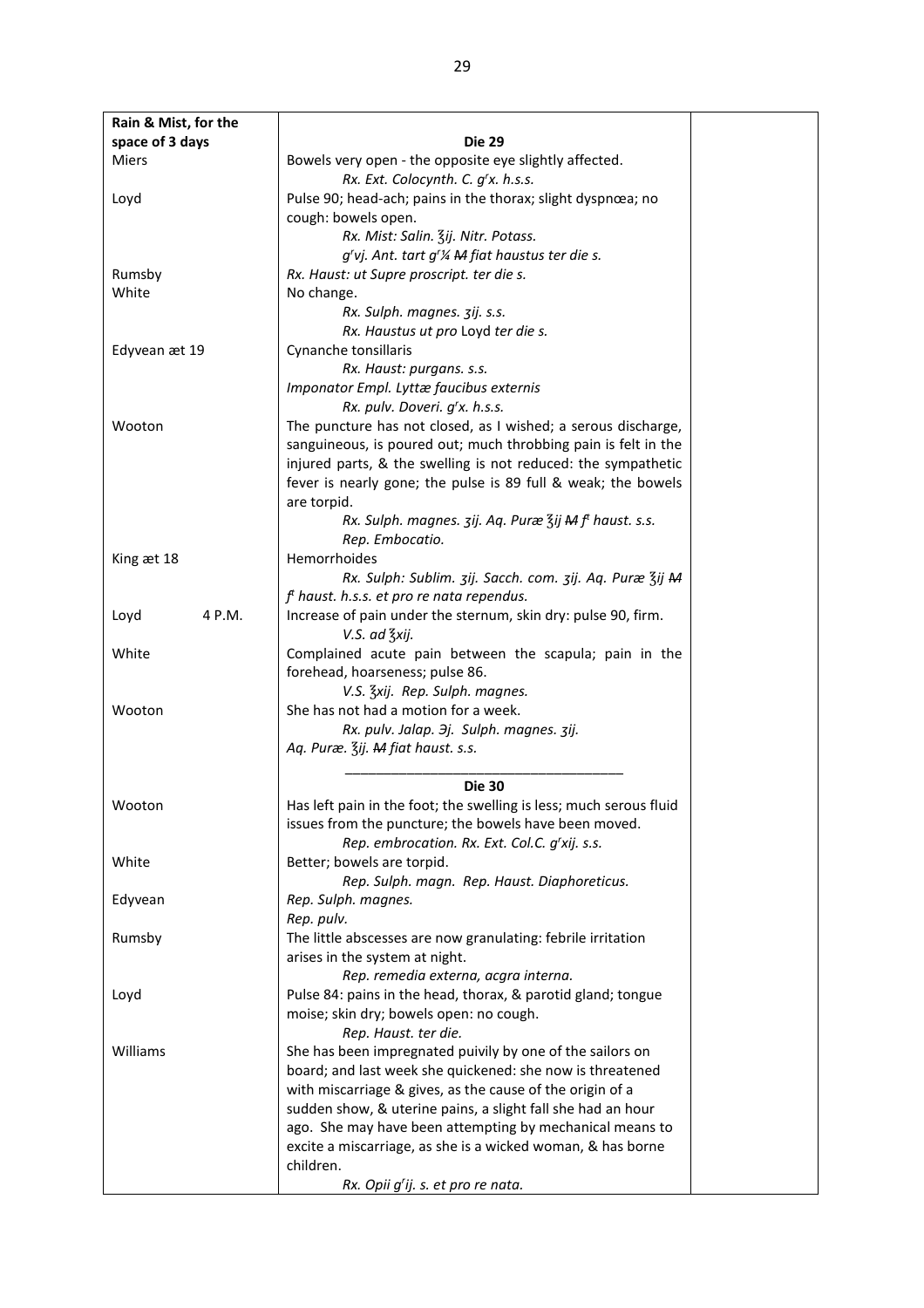| Rain & Mist, for the space of 3 days | **Die 29** | |
|---|---|---|
| Miers | Bowels very open - the opposite eye slightly affected. *Rx. Ext. Colocynth. C. g<sup>r</sup>x. h.s.s.* | |
| Loyd | Pulse 90; head-ach; pains in the thorax; slight dyspnœa; no cough: bowels open. *Rx. Mist: Salin. ℥ij. Nitr. Potass. g<sup>r</sup>vj. Ant. tart g<sup>r</sup>¼ ~~M~~ fiat haustus ter die s.* | |
| Rumsby | *Rx. Haust: ut Supre proscript. ter die s.* | |
| White | No change. *Rx. Sulph. magnes. ʒij. s.s.* *Rx. Haustus ut pro* Loyd *ter die s.* | |
| Edyvean æt 19 | Cynanche tonsillaris *Rx. Haust: purgans. s.s.* *Imponator Empl. Lyttæ faucibus externis* *Rx. pulv. Doveri. g<sup>r</sup>x. h.s.s.* | |
| Wooton | The puncture has not closed, as I wished; a serous discharge, sanguineous, is poured out; much throbbing pain is felt in the injured parts, & the swelling is not reduced: the sympathetic fever is nearly gone; the pulse is 89 full & weak; the bowels are torpid. *Rx. Sulph. magnes. ʒij. Aq. Puræ ℥ij ~~M~~ f<sup>t</sup> haust. s.s.* *Rep. Embocatio.* | |
| King æt 18 | Hemorrhoides *Rx. Sulph: Sublim. ʒij. Sacch. com. ʒij. Aq. Puræ ℥ij ~~M~~ f<sup>t</sup> haust. h.s.s. et pro re nata rependus.* | |
| Loyd 4 P.M. | Increase of pain under the sternum, skin dry: pulse 90, firm. *V.S. ad ℥xij.* | |
| White | Complained acute pain between the scapula; pain in the forehead, hoarseness; pulse 86. *V.S. ℥xij. Rep. Sulph. magnes.* | |
| Wooton | She has not had a motion for a week. *Rx. pulv. Jalap. ℈j. Sulph. magnes. ʒij. Aq. Puræ. ℥ij. ~~M~~ fiat haust. s.s.* | |
| | **Die 30** | |
| Wooton | Has left pain in the foot; the swelling is less; much serous fluid issues from the puncture; the bowels have been moved. *Rep. embrocation. Rx. Ext. Col.C. g<sup>r</sup>xij. s.s.* | |
| White | Better; bowels are torpid. *Rep. Sulph. magn. Rep. Haust. Diaphoreticus.* | |
| Edyvean | *Rep. Sulph. magnes.* *Rep. pulv.* | |
| Rumsby | The little abscesses are now granulating: febrile irritation arises in the system at night. *Rep. remedia externa, acgra interna.* | |
| Loyd | Pulse 84: pains in the head, thorax, & parotid gland; tongue moise; skin dry; bowels open: no cough. *Rep. Haust. ter die.* | |
| Williams | She has been impregnated puivily by one of the sailors on board; and last week she quickened: she now is threatened with miscarriage & gives, as the cause of the origin of a sudden show, & uterine pains, a slight fall she had an hour ago. She may have been attempting by mechanical means to excite a miscarriage, as she is a wicked woman, & has borne children. *Rx. Opii g<sup>r</sup>ij. s. et pro re nata.* | |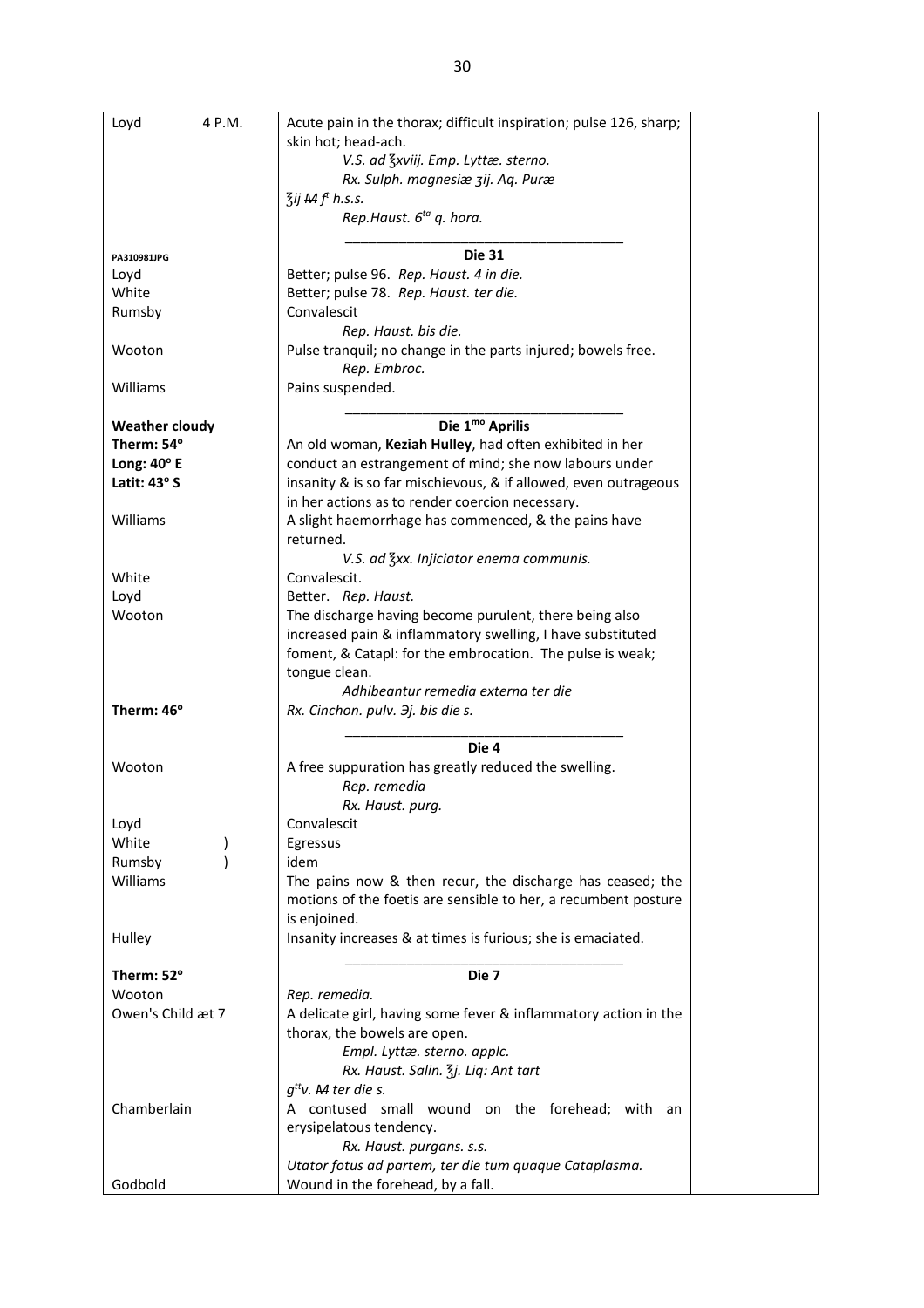| | | |
|---|---|---|
| Loyd 4 P.M. | Acute pain in the thorax; difficult inspiration; pulse 126, sharp; skin hot; head-ach.<br>*V.S. ad ℥xviij. Emp. Lyttæ. sterno.*<br>*Rx. Sulph. magnesiæ ʒij. Aq. Puræ*<br>*℥ij ~~M~~ f^t h.s.s.*<br>*Rep.Haust. 6^ta q. hora.* | |
| PA310981JPG | **Die 31** | |
| Loyd | Better; pulse 96. *Rep. Haust. 4 in die.* | |
| White | Better; pulse 78. *Rep. Haust. ter die.* | |
| Rumsby | Convalescit<br>*Rep. Haust. bis die.* | |
| Wooton | Pulse tranquil; no change in the parts injured; bowels free.<br>*Rep. Embroc.* | |
| Williams | Pains suspended. | |
| **Weather cloudy** | **Die 1^mo Aprilis** | |
| **Therm: 54°**<br>**Long: 40° E**<br>**Latit: 43° S** | An old woman, **Keziah Hulley**, had often exhibited in her conduct an estrangement of mind; she now labours under insanity & is so far mischievous, & if allowed, even outrageous in her actions as to render coercion necessary. | |
| Williams | A slight haemorrhage has commenced, & the pains have returned.<br>*V.S. ad ℥xx. Injiciator enema communis.* | |
| White | Convalescit. | |
| Loyd | Better. *Rep. Haust.* | |
| Wooton | The discharge having become purulent, there being also increased pain & inflammatory swelling, I have substituted foment, & Catapl: for the embrocation. The pulse is weak; tongue clean.<br>*Adhibeantur remedia externa ter die* | |
| **Therm: 46°** | *Rx. Cinchon. pulv. ℈j. bis die s.* | |
| | **Die 4** | |
| Wooton | A free suppuration has greatly reduced the swelling.<br>*Rep. remedia*<br>*Rx. Haust. purg.* | |
| Loyd | Convalescit | |
| White ) | Egressus | |
| Rumsby ) | idem | |
| Williams | The pains now & then recur, the discharge has ceased; the motions of the foetis are sensible to her, a recumbent posture is enjoined. | |
| Hulley | Insanity increases & at times is furious; she is emaciated. | |
| **Therm: 52°** | **Die 7** | |
| Wooton | *Rep. remedia.* | |
| Owen's Child æt 7 | A delicate girl, having some fever & inflammatory action in the thorax, the bowels are open.<br>*Empl. Lyttæ. sterno. applc.*<br>*Rx. Haust. Salin. ℥j. Liq: Ant tart*<br>*g^tt v. ~~M~~ ter die s.* | |
| Chamberlain | A contused small wound on the forehead; with an erysipelatous tendency.<br>*Rx. Haust. purgans. s.s.*<br>*Utator fotus ad partem, ter die tum quaque Cataplasma.* | |
| Godbold | Wound in the forehead, by a fall. | |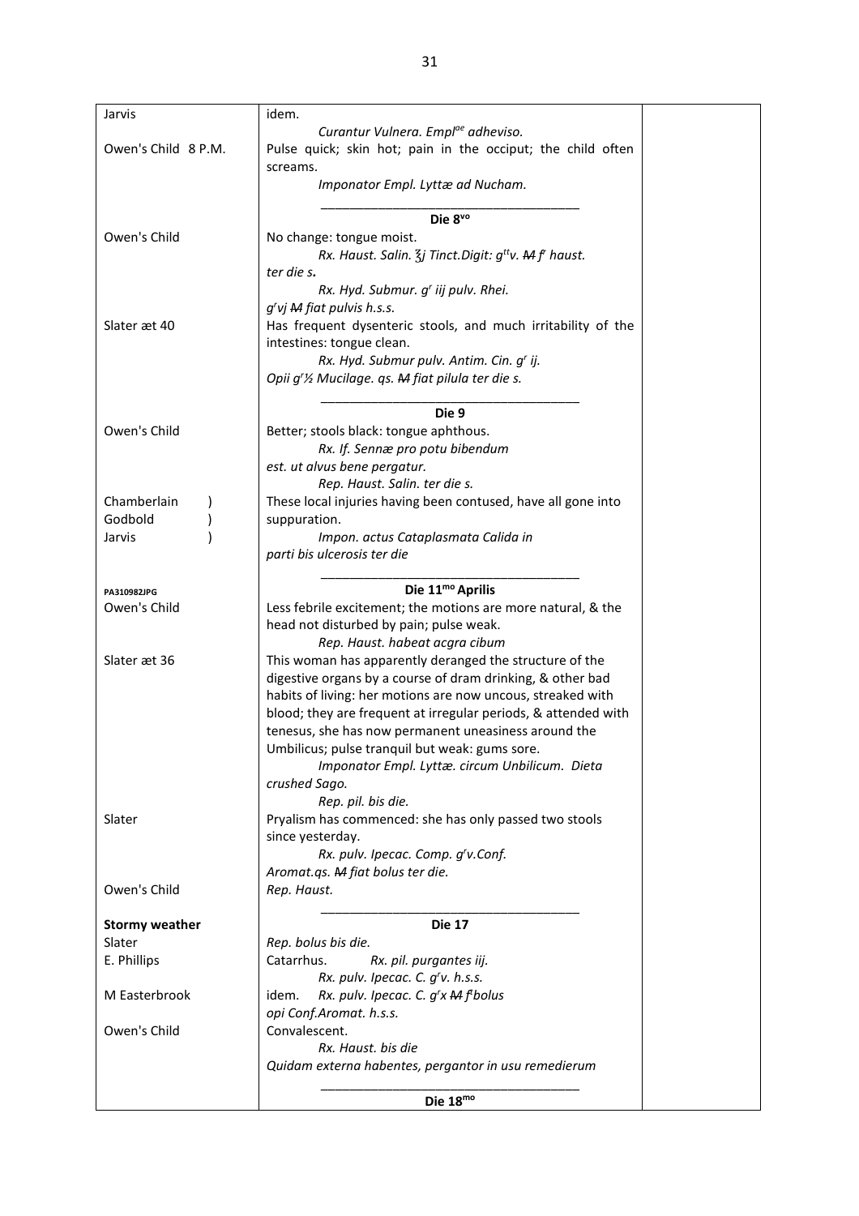| | | |
|---|---|---|
| Jarvis | idem.<br>*Curantur Vulnera. Empl[ae] adheviso.* | |
| Owen's Child 8 P.M. | Pulse quick; skin hot; pain in the occiput; the child often screams.<br>*Imponator Empl. Lyttæ ad Nucham.* | |
| | **Die 8[vo]** | |
| Owen's Child | No change: tongue moist.<br>*Rx. Haust. Salin. ℥j Tinct.Digit: g[tt]v. ~~M~~ f[r] haust. ter die s.*<br>*Rx. Hyd. Submur. g[r] iij pulv. Rhei. g[r]vj ~~M~~ fiat pulvis h.s.s.* | |
| Slater æt 40 | Has frequent dysenteric stools, and much irritability of the intestines: tongue clean.<br>*Rx. Hyd. Submur pulv. Antim. Cin. g[r] ij. Opii g[r]½ Mucilage. qs. ~~M~~ fiat pilula ter die s.* | |
| | **Die 9** | |
| Owen's Child | Better; stools black: tongue aphthous.<br>*Rx. If. Sennæ pro potu bibendum est. ut alvus bene pergatur.*<br>*Rep. Haust. Salin. ter die s.* | |
| Chamberlain )<br>Godbold )<br>Jarvis ) | These local injuries having been contused, have all gone into suppuration.<br>*Impon. actus Cataplasmata Calida in parti bis ulcerosis ter die* | |
| PA310982JPG | **Die 11[mo] Aprilis** | |
| Owen's Child | Less febrile excitement; the motions are more natural, & the head not disturbed by pain; pulse weak.<br>*Rep. Haust. habeat acgra cibum* | |
| Slater æt 36 | This woman has apparently deranged the structure of the digestive organs by a course of dram drinking, & other bad habits of living: her motions are now uncous, streaked with blood; they are frequent at irregular periods, & attended with tenesus, she has now permanent uneasiness around the Umbilicus; pulse tranquil but weak: gums sore.<br>*Imponator Empl. Lyttæ. circum Unbilicum. Dieta crushed Sago.*<br>*Rep. pil. bis die.* | |
| Slater | Pryalism has commenced: she has only passed two stools since yesterday.<br>*Rx. pulv. Ipecac. Comp. g[r]v.Conf. Aromat.qs. ~~M~~ fiat bolus ter die.* | |
| Owen's Child | *Rep. Haust.* | |
| **Stormy weather** | **Die 17** | |
| Slater | *Rep. bolus bis die.* | |
| E. Phillips | Catarrhus. *Rx. pil. purgantes iij.*<br>*Rx. pulv. Ipecac. C. g[r]v. h.s.s.* | |
| M Easterbrook | idem. *Rx. pulv. Ipecac. C. g[r]x ~~M~~ f[t]bolus opi Conf.Aromat. h.s.s.* | |
| Owen's Child | Convalescent.<br>*Rx. Haust. bis die*<br>*Quidam externa habentes, pergantor in usu remedierum* | |
| | **Die 18[mo]** | |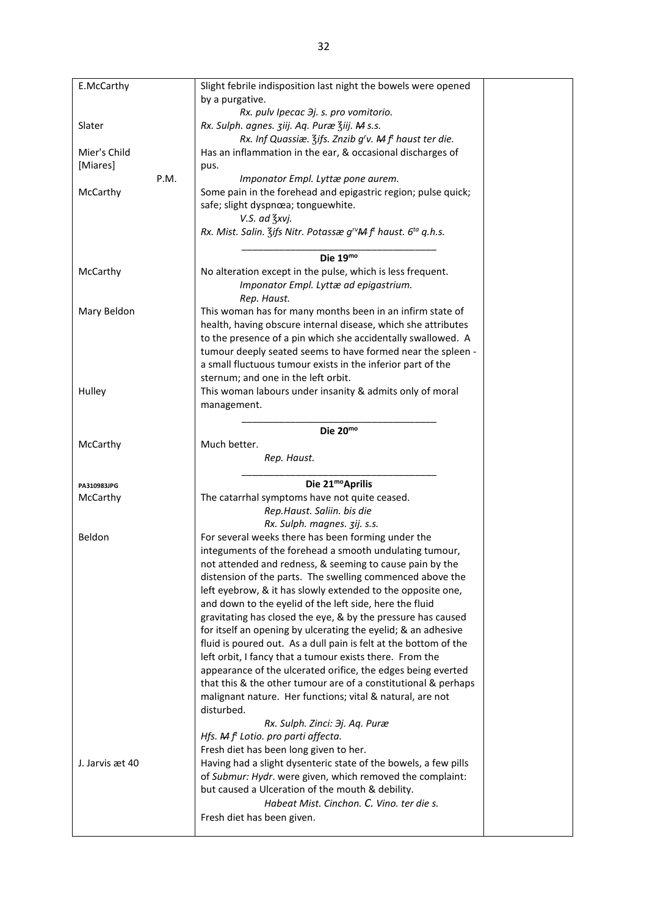| | | |
|---|---|---|
| E.McCarthy | Slight febrile indisposition last night the bowels were opened by a purgative. | |
| | *Rx. pulv Ipecac ℈j. s. pro vomitorio.* | |
| Slater | *Rx. Sulph. agnes. ʒiij. Aq. Puræ ℥iij. ~~M~~ s.s.* | |
| | *Rx. Inf Quassiæ. ℥ifs. Znzib g^r^v. ~~M~~ f^t^ haust ter die.* | |
| Mier's Child [Miares] | Has an inflammation in the ear, & occasional discharges of pus. | |
| P.M. | *Imponator Empl. Lyttæ pone aurem.* | |
| McCarthy | Some pain in the forehead and epigastric region; pulse quick; safe; slight dyspnœa; tonguewhite. | |
| | *V.S. ad ℥xvj.* | |
| | *Rx. Mist. Salin. ℥ifs Nitr. Potassæ g^rv^~~M~~ f^t^ haust. 6^ta^ q.h.s.* | |
| | **Die 19^mo^** | |
| McCarthy | No alteration except in the pulse, which is less frequent. | |
| | *Imponator Empl. Lyttæ ad epigastrium.* | |
| | *Rep. Haust.* | |
| Mary Beldon | This woman has for many months been in an infirm state of health, having obscure internal disease, which she attributes to the presence of a pin which she accidentally swallowed. A tumour deeply seated seems to have formed near the spleen - a small fluctuous tumour exists in the inferior part of the sternum; and one in the left orbit. | |
| Hulley | This woman labours under insanity & admits only of moral management. | |
| | **Die 20^mo^** | |
| McCarthy | Much better. | |
| | *Rep. Haust.* | |
| PA310983JPG | **Die 21^mo^Aprilis** | |
| McCarthy | The catarrhal symptoms have not quite ceased. | |
| | *Rep.Haust. Saliin. bis die* | |
| | *Rx. Sulph. magnes. ʒij. s.s.* | |
| Beldon | For several weeks there has been forming under the integuments of the forehead a smooth undulating tumour, not attended and redness, & seeming to cause pain by the distension of the parts. The swelling commenced above the left eyebrow, & it has slowly extended to the opposite one, and down to the eyelid of the left side, here the fluid gravitating has closed the eye, & by the pressure has caused for itself an opening by ulcerating the eyelid; & an adhesive fluid is poured out. As a dull pain is felt at the bottom of the left orbit, I fancy that a tumour exists there. From the appearance of the ulcerated orifice, the edges being everted that this & the other tumour are of a constitutional & perhaps malignant nature. Her functions; vital & natural, are not disturbed. | |
| | *Rx. Sulph. Zinci: ℈j. Aq. Puræ* | |
| | *Hfs. ~~M~~ f^t^ Lotio. pro parti affecta.* | |
| | Fresh diet has been long given to her. | |
| J. Jarvis æt 40 | Having had a slight dysenteric state of the bowels, a few pills of *Submur: Hydr*. were given, which removed the complaint: but caused a Ulceration of the mouth & debility. | |
| | *Habeat Mist. Cinchon. C. Vino. ter die s.* | |
| | Fresh diet has been given. | |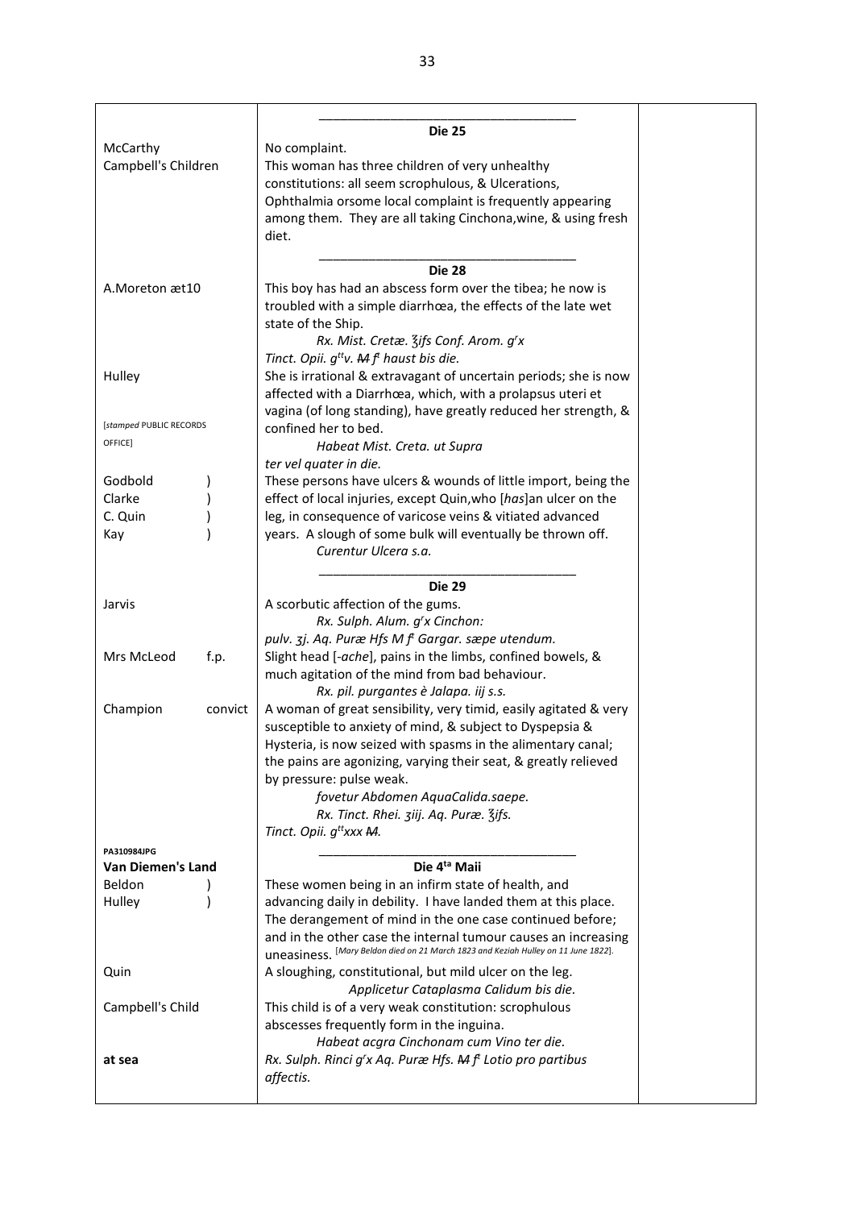| | | |
|---|---|---|
| | **Die 25** | |
| McCarthy | No complaint. | |
| Campbell's Children | This woman has three children of very unhealthy constitutions: all seem scrophulous, & Ulcerations, Ophthalmia orsome local complaint is frequently appearing among them. They are all taking Cinchona,wine, & using fresh diet. | |
| | **Die 28** | |
| A.Moreton æt10 | This boy has had an abscess form over the tibea; he now is troubled with a simple diarrhœa, the effects of the late wet state of the Ship.<br>*Rx. Mist. Cretæ. ℥ifs Conf. Arom. g^r^x*<br>*Tinct. Opii. g^tt^v. ~~M~~ f^t^ haust bis die.* | |
| Hulley<br><br>[*stamped* PUBLIC RECORDS OFFICE] | She is irrational & extravagant of uncertain periods; she is now affected with a Diarrhœa, which, with a prolapsus uteri et vagina (of long standing), have greatly reduced her strength, & confined her to bed.<br>*Habeat Mist. Creta. ut Supra*<br>*ter vel quater in die.* | |
| Godbold )<br>Clarke )<br>C. Quin )<br>Kay ) | These persons have ulcers & wounds of little import, being the effect of local injuries, except Quin,who [*has*]an ulcer on the leg, in consequence of varicose veins & vitiated advanced years. A slough of some bulk will eventually be thrown off.<br>*Curentur Ulcera s.a.* | |
| | **Die 29** | |
| Jarvis | A scorbutic affection of the gums.<br>*Rx. Sulph. Alum. g^r^x Cinchon:*<br>*pulv. ʒj. Aq. Puræ Hfs M f^t^ Gargar. sæpe utendum.* | |
| Mrs McLeod f.p. | Slight head [-*ache*], pains in the limbs, confined bowels, & much agitation of the mind from bad behaviour.<br>*Rx. pil. purgantes è Jalapa. iij s.s.* | |
| Champion convict | A woman of great sensibility, very timid, easily agitated & very susceptible to anxiety of mind, & subject to Dyspepsia & Hysteria, is now seized with spasms in the alimentary canal; the pains are agonizing, varying their seat, & greatly relieved by pressure: pulse weak.<br>*fovetur Abdomen AquaCalida.saepe.*<br>*Rx. Tinct. Rhei. ʒiij. Aq. Puræ. ℥ifs.*<br>*Tinct. Opii. g^tt^xxx ~~M~~.* | |
| **PA310984JPG**<br>**Van Diemen's Land** | **Die 4^ta^ Maii** | |
| Beldon )<br>Hulley ) | These women being in an infirm state of health, and advancing daily in debility. I have landed them at this place. The derangement of mind in the one case continued before; and in the other case the internal tumour causes an increasing uneasiness. [*Mary Beldon died on 21 March 1823 and Keziah Hulley on 11 June 1822*]. | |
| Quin | A sloughing, constitutional, but mild ulcer on the leg.<br>*Applicetur Cataplasma Calidum bis die.* | |
| Campbell's Child | This child is of a very weak constitution: scrophulous abscesses frequently form in the inguina.<br>*Habeat acgra Cinchonam cum Vino ter die.* | |
| **at sea** | *Rx. Sulph. Rinci g^r^x Aq. Puræ Hfs. ~~M~~ f^t^ Lotio pro partibus affectis.* | |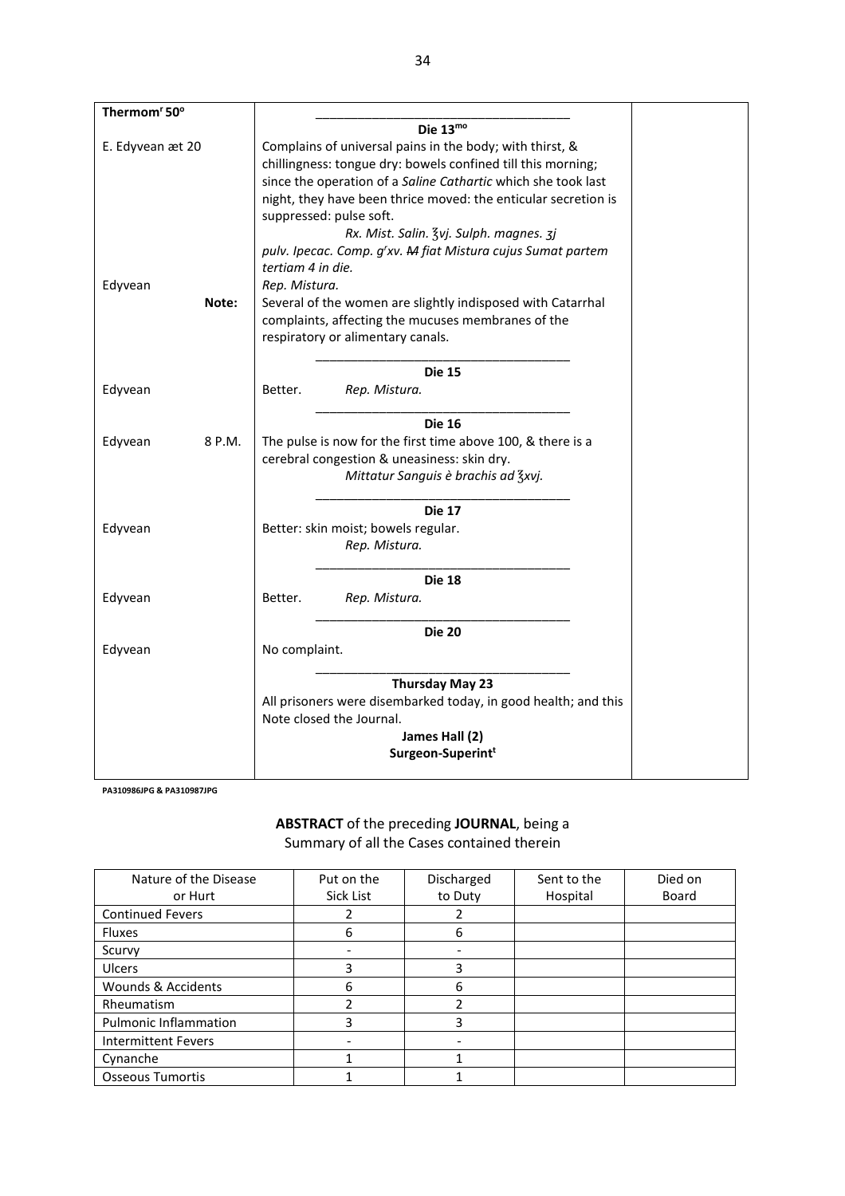| Thermom$^{r}$ 50° | Die 13$^{mo}$ | |
|---|---|---|
| E. Edyvean æt 20 | Complains of universal pains in the body; with thirst, & chillingness: tongue dry: bowels confined till this morning; since the operation of a *Saline Cathartic* which she took last night, they have been thrice moved: the enticular secretion is suppressed: pulse soft. *Rx. Mist. Salin. ℥vj. Sulph. magnes. ʒj pulv. Ipecac. Comp. g$^{r}$xv. ~~M~~ fiat Mistura cujus Sumat partem tertiam 4 in die.* | |
| Edyvean | *Rep. Mistura.* | |
| **Note:** | Several of the women are slightly indisposed with Catarrhal complaints, affecting the mucuses membranes of the respiratory or alimentary canals. | |
| | **Die 15** | |
| Edyvean | Better. *Rep. Mistura.* | |
| | **Die 16** | |
| Edyvean 8 P.M. | The pulse is now for the first time above 100, & there is a cerebral congestion & uneasiness: skin dry. *Mittatur Sanguis è brachis ad ℥xvj.* | |
| | **Die 17** | |
| Edyvean | Better: skin moist; bowels regular. *Rep. Mistura.* | |
| | **Die 18** | |
| Edyvean | Better. *Rep. Mistura.* | |
| | **Die 20** | |
| Edyvean | No complaint. | |
| | **Thursday May 23** | |
| | All prisoners were disembarked today, in good health; and this Note closed the Journal. **James Hall (2) Surgeon-Superint$^{t}$** | |

**PA310986JPG & PA310987JPG**

**ABSTRACT** of the preceding **JOURNAL**, being a Summary of all the Cases contained therein

| Nature of the Disease or Hurt | Put on the Sick List | Discharged to Duty | Sent to the Hospital | Died on Board |
|---|---|---|---|---|
| Continued Fevers | 2 | 2 | | |
| Fluxes | 6 | 6 | | |
| Scurvy | - | - | | |
| Ulcers | 3 | 3 | | |
| Wounds & Accidents | 6 | 6 | | |
| Rheumatism | 2 | 2 | | |
| Pulmonic Inflammation | 3 | 3 | | |
| Intermittent Fevers | - | - | | |
| Cynanche | 1 | 1 | | |
| Osseous Tumortis | 1 | 1 | | |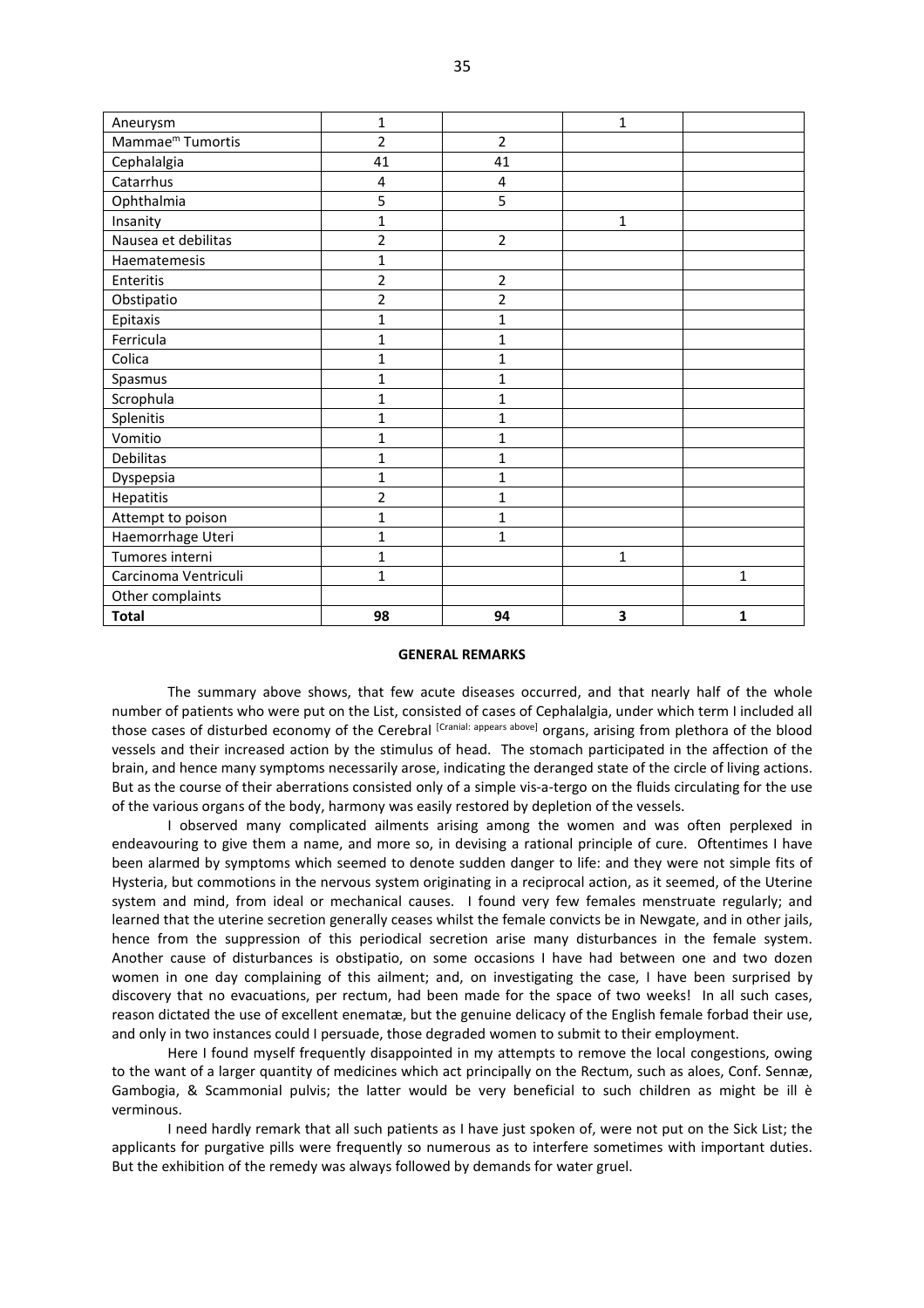| | | | | |
|---|---|---|---|---|
| Aneurysm | 1 | | 1 | |
| Mammae[m] Tumortis | 2 | 2 | | |
| Cephalalgia | 41 | 41 | | |
| Catarrhus | 4 | 4 | | |
| Ophthalmia | 5 | 5 | | |
| Insanity | 1 | | 1 | |
| Nausea et debilitas | 2 | 2 | | |
| Haematemesis | 1 | | | |
| Enteritis | 2 | 2 | | |
| Obstipatio | 2 | 2 | | |
| Epitaxis | 1 | 1 | | |
| Ferricula | 1 | 1 | | |
| Colica | 1 | 1 | | |
| Spasmus | 1 | 1 | | |
| Scrophula | 1 | 1 | | |
| Splenitis | 1 | 1 | | |
| Vomitio | 1 | 1 | | |
| Debilitas | 1 | 1 | | |
| Dyspepsia | 1 | 1 | | |
| Hepatitis | 2 | 1 | | |
| Attempt to poison | 1 | 1 | | |
| Haemorrhage Uteri | 1 | 1 | | |
| Tumores interni | 1 | | 1 | |
| Carcinoma Ventriculi | 1 | | | 1 |
| Other complaints | | | | |
| **Total** | **98** | **94** | **3** | **1** |

**GENERAL REMARKS**

The summary above shows, that few acute diseases occurred, and that nearly half of the whole number of patients who were put on the List, consisted of cases of Cephalalgia, under which term I included all those cases of disturbed economy of the Cerebral [Cranial: appears above] organs, arising from plethora of the blood vessels and their increased action by the stimulus of head. The stomach participated in the affection of the brain, and hence many symptoms necessarily arose, indicating the deranged state of the circle of living actions. But as the course of their aberrations consisted only of a simple vis-a-tergo on the fluids circulating for the use of the various organs of the body, harmony was easily restored by depletion of the vessels.

I observed many complicated ailments arising among the women and was often perplexed in endeavouring to give them a name, and more so, in devising a rational principle of cure. Oftentimes I have been alarmed by symptoms which seemed to denote sudden danger to life: and they were not simple fits of Hysteria, but commotions in the nervous system originating in a reciprocal action, as it seemed, of the Uterine system and mind, from ideal or mechanical causes. I found very few females menstruate regularly; and learned that the uterine secretion generally ceases whilst the female convicts be in Newgate, and in other jails, hence from the suppression of this periodical secretion arise many disturbances in the female system. Another cause of disturbances is obstipatio, on some occasions I have had between one and two dozen women in one day complaining of this ailment; and, on investigating the case, I have been surprised by discovery that no evacuations, per rectum, had been made for the space of two weeks! In all such cases, reason dictated the use of excellent enematæ, but the genuine delicacy of the English female forbad their use, and only in two instances could I persuade, those degraded women to submit to their employment.

Here I found myself frequently disappointed in my attempts to remove the local congestions, owing to the want of a larger quantity of medicines which act principally on the Rectum, such as aloes, Conf. Sennæ, Gambogia, & Scammonial pulvis; the latter would be very beneficial to such children as might be ill è verminous.

I need hardly remark that all such patients as I have just spoken of, were not put on the Sick List; the applicants for purgative pills were frequently so numerous as to interfere sometimes with important duties. But the exhibition of the remedy was always followed by demands for water gruel.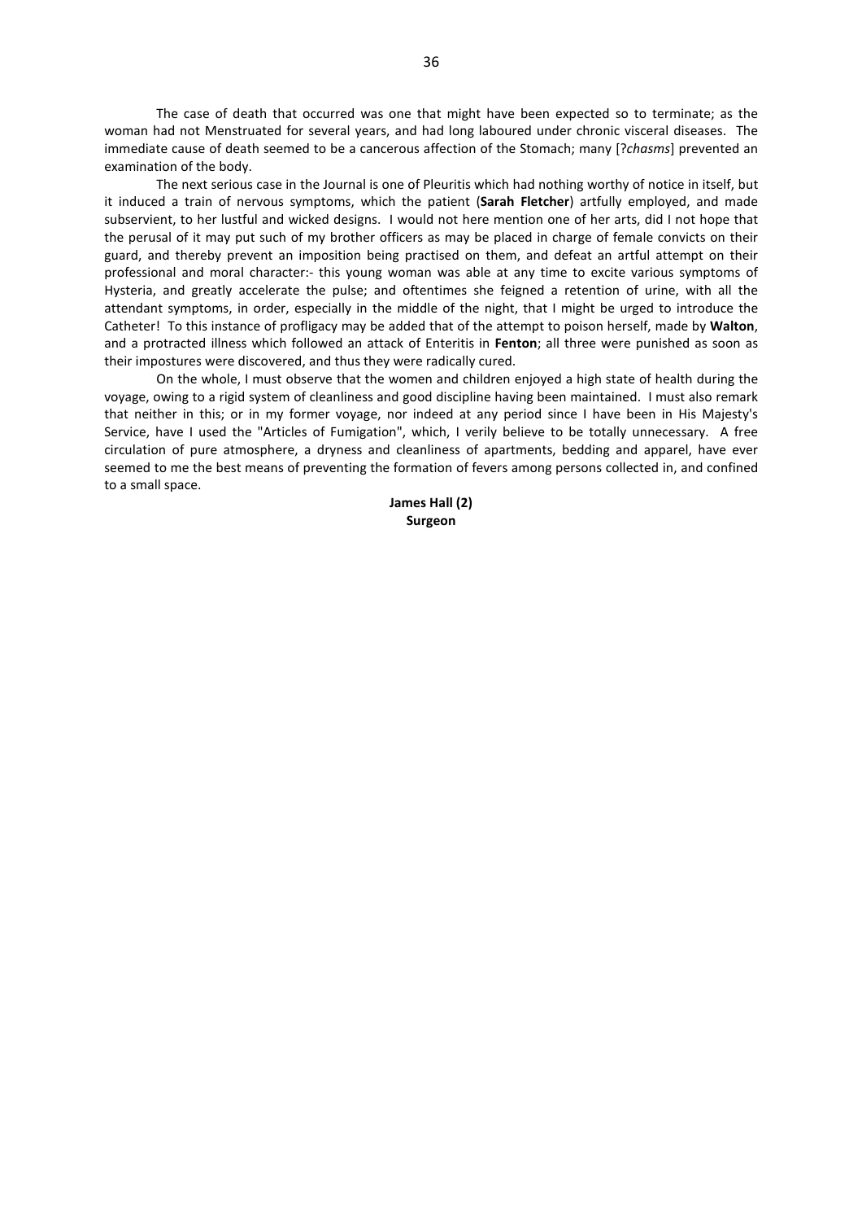The case of death that occurred was one that might have been expected so to terminate; as the woman had not Menstruated for several years, and had long laboured under chronic visceral diseases. The immediate cause of death seemed to be a cancerous affection of the Stomach; many [?*chasms*] prevented an examination of the body.

The next serious case in the Journal is one of Pleuritis which had nothing worthy of notice in itself, but it induced a train of nervous symptoms, which the patient (**Sarah Fletcher**) artfully employed, and made subservient, to her lustful and wicked designs. I would not here mention one of her arts, did I not hope that the perusal of it may put such of my brother officers as may be placed in charge of female convicts on their guard, and thereby prevent an imposition being practised on them, and defeat an artful attempt on their professional and moral character:- this young woman was able at any time to excite various symptoms of Hysteria, and greatly accelerate the pulse; and oftentimes she feigned a retention of urine, with all the attendant symptoms, in order, especially in the middle of the night, that I might be urged to introduce the Catheter! To this instance of profligacy may be added that of the attempt to poison herself, made by **Walton**, and a protracted illness which followed an attack of Enteritis in **Fenton**; all three were punished as soon as their impostures were discovered, and thus they were radically cured.

On the whole, I must observe that the women and children enjoyed a high state of health during the voyage, owing to a rigid system of cleanliness and good discipline having been maintained. I must also remark that neither in this; or in my former voyage, nor indeed at any period since I have been in His Majesty's Service, have I used the "Articles of Fumigation", which, I verily believe to be totally unnecessary. A free circulation of pure atmosphere, a dryness and cleanliness of apartments, bedding and apparel, have ever seemed to me the best means of preventing the formation of fevers among persons collected in, and confined to a small space.

**James Hall (2)**
**Surgeon**